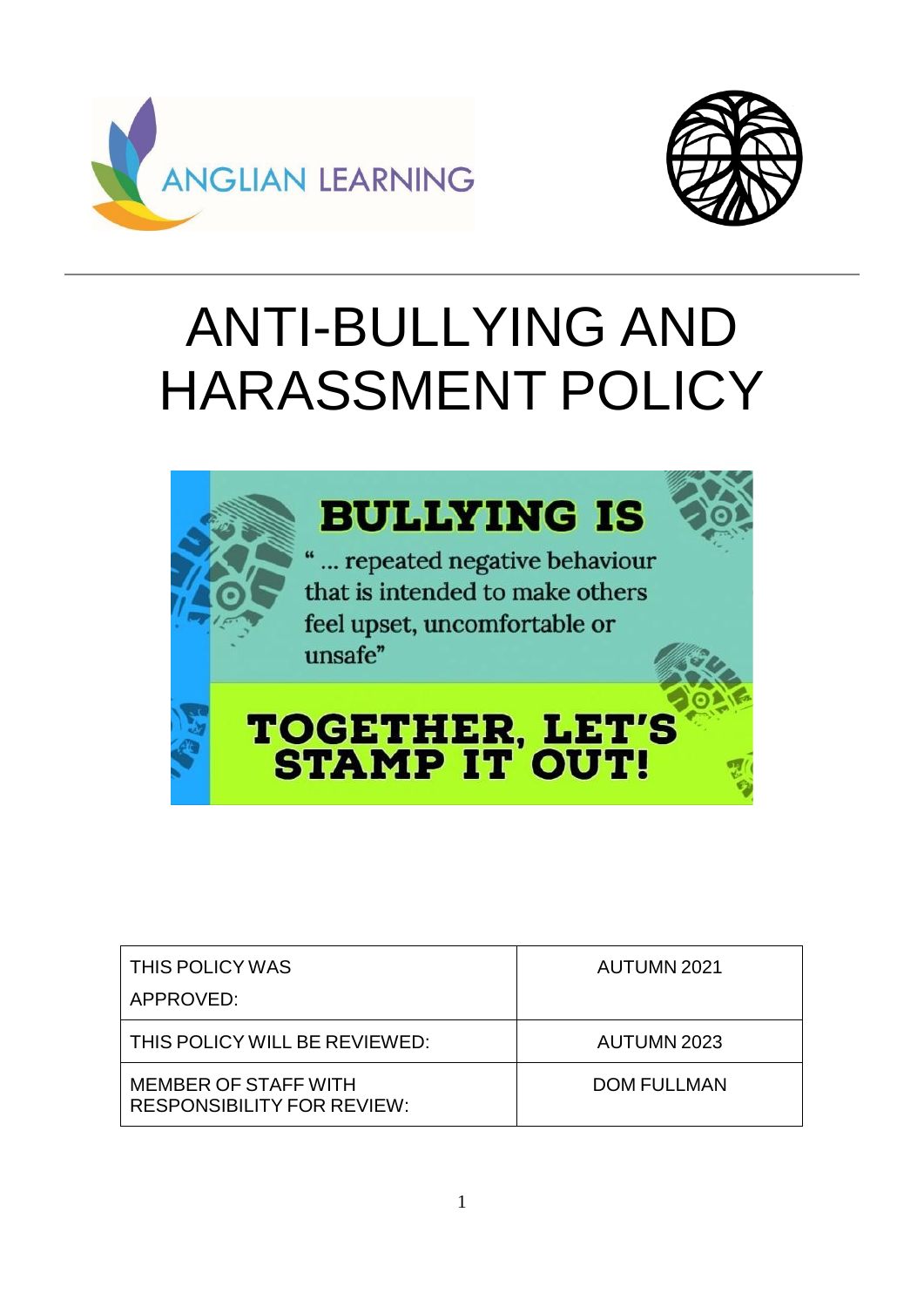ANGLIAN LEARNING

# ANTI-BULLYING AND HARASSMENT POLICY

**BULLYING IS**

"… repeated negative behaviour that is intended to make others feel upset, uncomfortable or unsafe"

**TOGETHER, LET'S STAMP IT OUT!**

| THIS POLICY WAS APPROVED: | AUTUMN 2021 |
|---|---|
| THIS POLICY WILL BE REVIEWED: | AUTUMN 2023 |
| MEMBER OF STAFF WITH RESPONSIBILITY FOR REVIEW: | DOM FULLMAN |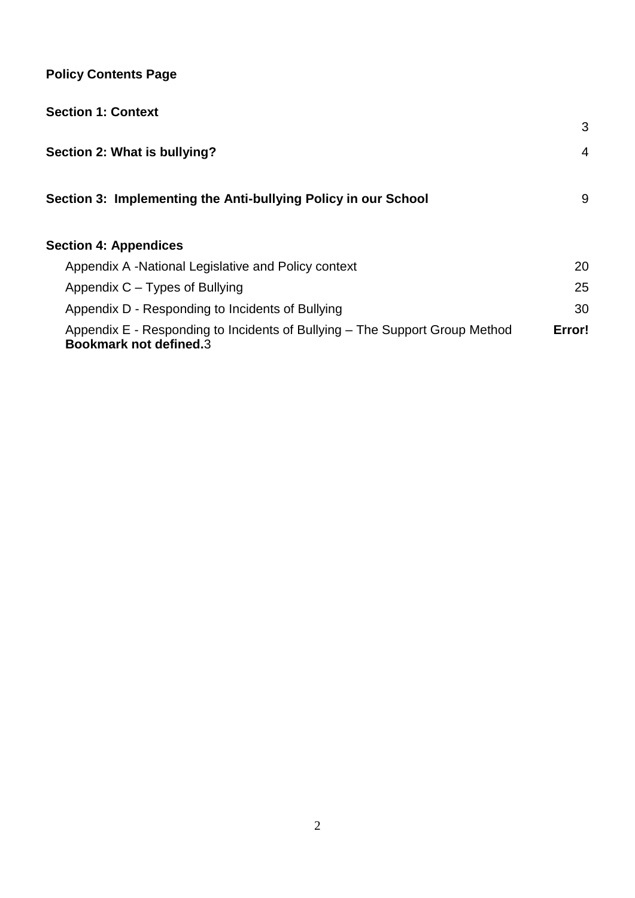**Policy Contents Page**

| | |
|---|---|
| **Section 1: Context** | 3 |
| **Section 2: What is bullying?** | 4 |
| **Section 3: Implementing the Anti-bullying Policy in our School** | 9 |
| **Section 4: Appendices** | |
| Appendix A -National Legislative and Policy context | 20 |
| Appendix C – Types of Bullying | 25 |
| Appendix D - Responding to Incidents of Bullying | 30 |
| Appendix E - Responding to Incidents of Bullying – The Support Group Method | **Error! Bookmark not defined.**3 |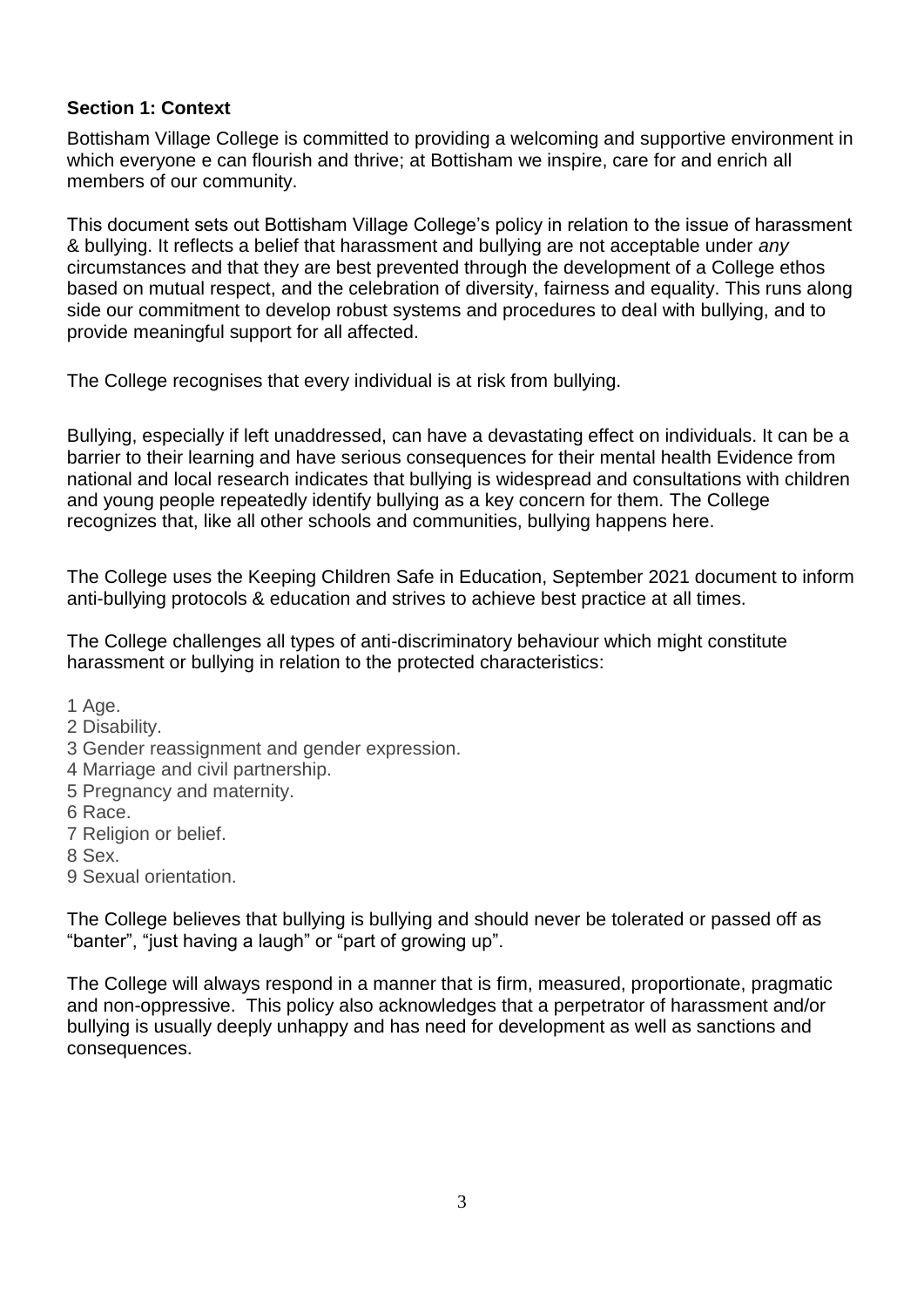**Section 1: Context**

Bottisham Village College is committed to providing a welcoming and supportive environment in which everyone e can flourish and thrive; at Bottisham we inspire, care for and enrich all members of our community.

This document sets out Bottisham Village College's policy in relation to the issue of harassment & bullying. It reflects a belief that harassment and bullying are not acceptable under *any* circumstances and that they are best prevented through the development of a College ethos based on mutual respect, and the celebration of diversity, fairness and equality. This runs along side our commitment to develop robust systems and procedures to deal with bullying, and to provide meaningful support for all affected.

The College recognises that every individual is at risk from bullying.

Bullying, especially if left unaddressed, can have a devastating effect on individuals. It can be a barrier to their learning and have serious consequences for their mental health Evidence from national and local research indicates that bullying is widespread and consultations with children and young people repeatedly identify bullying as a key concern for them. The College recognizes that, like all other schools and communities, bullying happens here.

The College uses the Keeping Children Safe in Education, September 2021 document to inform anti-bullying protocols & education and strives to achieve best practice at all times.

The College challenges all types of anti-discriminatory behaviour which might constitute harassment or bullying in relation to the protected characteristics:

1 Age.
2 Disability.
3 Gender reassignment and gender expression.
4 Marriage and civil partnership.
5 Pregnancy and maternity.
6 Race.
7 Religion or belief.
8 Sex.
9 Sexual orientation.

The College believes that bullying is bullying and should never be tolerated or passed off as "banter", "just having a laugh" or "part of growing up".

The College will always respond in a manner that is firm, measured, proportionate, pragmatic and non-oppressive. This policy also acknowledges that a perpetrator of harassment and/or bullying is usually deeply unhappy and has need for development as well as sanctions and consequences.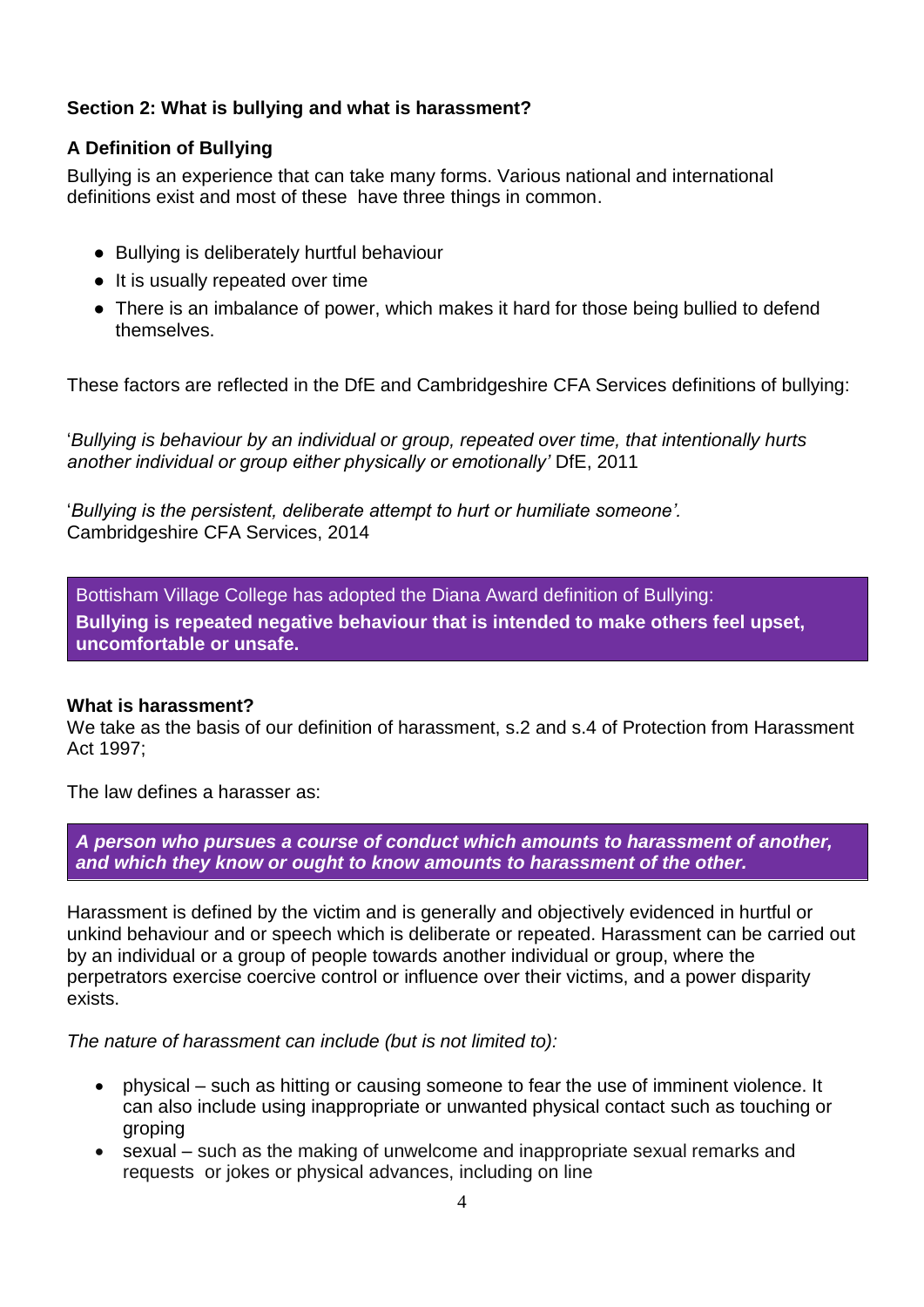## Section 2: What is bullying and what is harassment?

### A Definition of Bullying

Bullying is an experience that can take many forms. Various national and international definitions exist and most of these have three things in common.

- Bullying is deliberately hurtful behaviour
- It is usually repeated over time
- There is an imbalance of power, which makes it hard for those being bullied to defend themselves.

These factors are reflected in the DfE and Cambridgeshire CFA Services definitions of bullying:

'*Bullying is behaviour by an individual or group, repeated over time, that intentionally hurts another individual or group either physically or emotionally'* DfE, 2011

'*Bullying is the persistent, deliberate attempt to hurt or humiliate someone'.*
Cambridgeshire CFA Services, 2014

> Bottisham Village College has adopted the Diana Award definition of Bullying:
> **Bullying is repeated negative behaviour that is intended to make others feel upset, uncomfortable or unsafe.**

**What is harassment?**
We take as the basis of our definition of harassment, s.2 and s.4 of Protection from Harassment Act 1997;

The law defines a harasser as:

> ***A person who pursues a course of conduct which amounts to harassment of another, and which they know or ought to know amounts to harassment of the other.***

Harassment is defined by the victim and is generally and objectively evidenced in hurtful or unkind behaviour and or speech which is deliberate or repeated. Harassment can be carried out by an individual or a group of people towards another individual or group, where the perpetrators exercise coercive control or influence over their victims, and a power disparity exists.

*The nature of harassment can include (but is not limited to):*

- physical – such as hitting or causing someone to fear the use of imminent violence. It can also include using inappropriate or unwanted physical contact such as touching or groping
- sexual – such as the making of unwelcome and inappropriate sexual remarks and requests or jokes or physical advances, including on line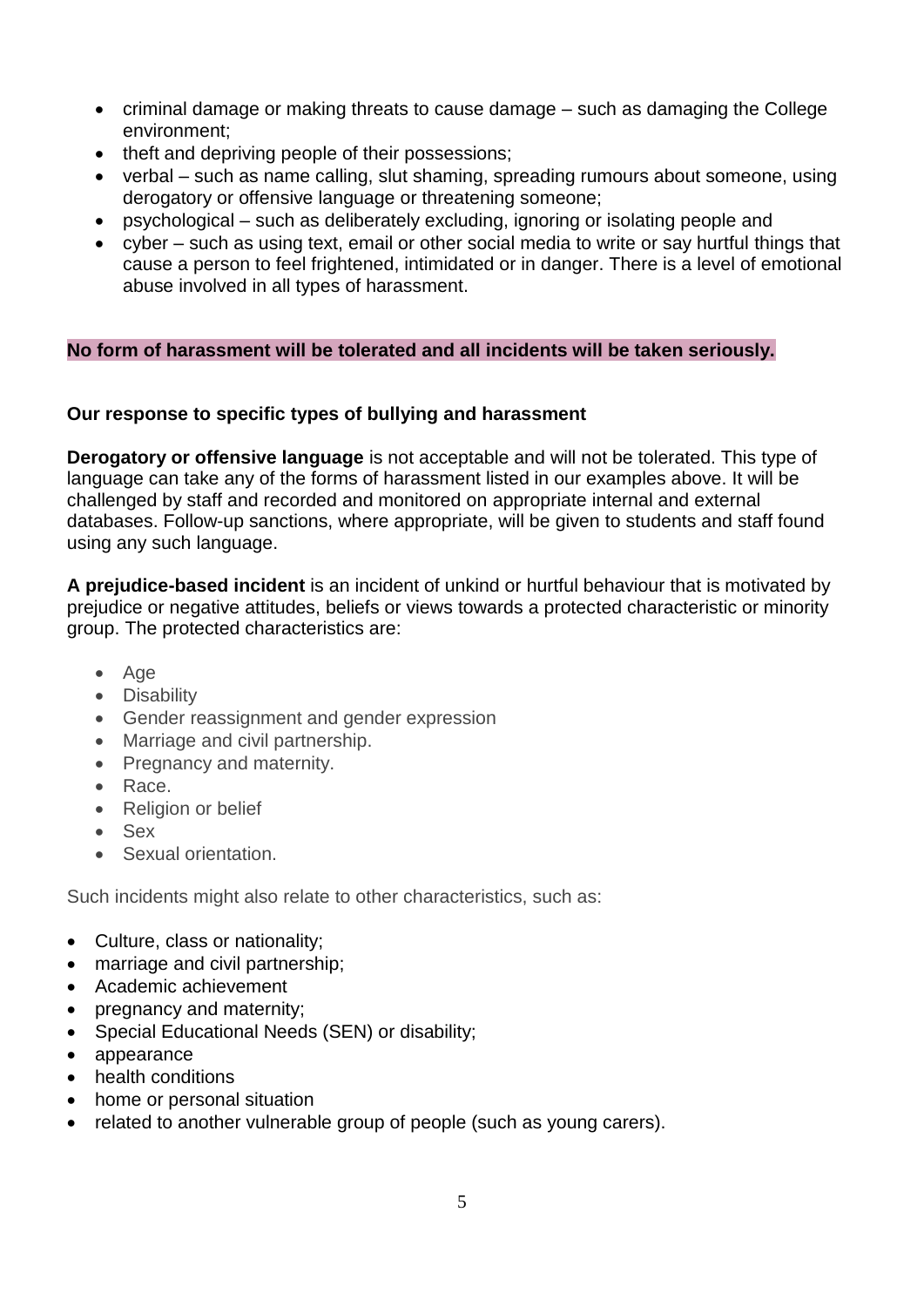- criminal damage or making threats to cause damage – such as damaging the College environment;
- theft and depriving people of their possessions;
- verbal – such as name calling, slut shaming, spreading rumours about someone, using derogatory or offensive language or threatening someone;
- psychological – such as deliberately excluding, ignoring or isolating people and
- cyber – such as using text, email or other social media to write or say hurtful things that cause a person to feel frightened, intimidated or in danger. There is a level of emotional abuse involved in all types of harassment.

**No form of harassment will be tolerated and all incidents will be taken seriously.**

**Our response to specific types of bullying and harassment**

**Derogatory or offensive language** is not acceptable and will not be tolerated. This type of language can take any of the forms of harassment listed in our examples above. It will be challenged by staff and recorded and monitored on appropriate internal and external databases. Follow-up sanctions, where appropriate, will be given to students and staff found using any such language.

**A prejudice-based incident** is an incident of unkind or hurtful behaviour that is motivated by prejudice or negative attitudes, beliefs or views towards a protected characteristic or minority group. The protected characteristics are:

- Age
- Disability
- Gender reassignment and gender expression
- Marriage and civil partnership.
- Pregnancy and maternity.
- Race.
- Religion or belief
- Sex
- Sexual orientation.

Such incidents might also relate to other characteristics, such as:

- Culture, class or nationality;
- marriage and civil partnership;
- Academic achievement
- pregnancy and maternity;
- Special Educational Needs (SEN) or disability;
- appearance
- health conditions
- home or personal situation
- related to another vulnerable group of people (such as young carers).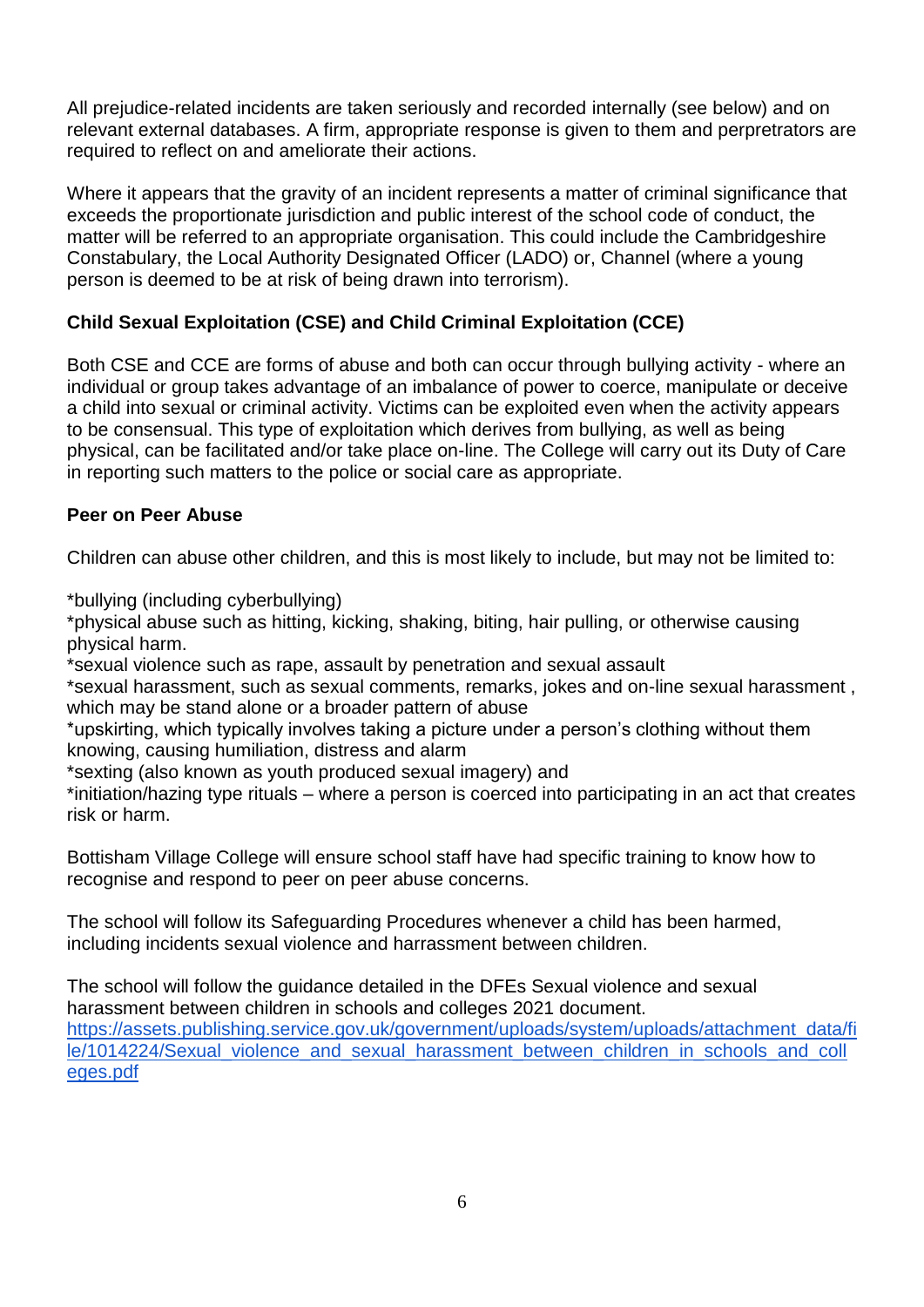All prejudice-related incidents are taken seriously and recorded internally (see below) and on relevant external databases. A firm, appropriate response is given to them and perpetrators are required to reflect on and ameliorate their actions.

Where it appears that the gravity of an incident represents a matter of criminal significance that exceeds the proportionate jurisdiction and public interest of the school code of conduct, the matter will be referred to an appropriate organisation. This could include the Cambridgeshire Constabulary, the Local Authority Designated Officer (LADO) or, Channel (where a young person is deemed to be at risk of being drawn into terrorism).

**Child Sexual Exploitation (CSE) and Child Criminal Exploitation (CCE)**

Both CSE and CCE are forms of abuse and both can occur through bullying activity - where an individual or group takes advantage of an imbalance of power to coerce, manipulate or deceive a child into sexual or criminal activity. Victims can be exploited even when the activity appears to be consensual. This type of exploitation which derives from bullying, as well as being physical, can be facilitated and/or take place on-line. The College will carry out its Duty of Care in reporting such matters to the police or social care as appropriate.

**Peer on Peer Abuse**

Children can abuse other children, and this is most likely to include, but may not be limited to:

*bullying (including cyberbullying)
*physical abuse such as hitting, kicking, shaking, biting, hair pulling, or otherwise causing physical harm.
*sexual violence such as rape, assault by penetration and sexual assault
*sexual harassment, such as sexual comments, remarks, jokes and on-line sexual harassment , which may be stand alone or a broader pattern of abuse
*upskirting, which typically involves taking a picture under a person's clothing without them knowing, causing humiliation, distress and alarm
*sexting (also known as youth produced sexual imagery) and
*initiation/hazing type rituals – where a person is coerced into participating in an act that creates risk or harm.

Bottisham Village College will ensure school staff have had specific training to know how to recognise and respond to peer on peer abuse concerns.

The school will follow its Safeguarding Procedures whenever a child has been harmed, including incidents sexual violence and harrassment between children.

The school will follow the guidance detailed in the DFEs Sexual violence and sexual harassment between children in schools and colleges 2021 document.
https://assets.publishing.service.gov.uk/government/uploads/system/uploads/attachment_data/file/1014224/Sexual_violence_and_sexual_harassment_between_children_in_schools_and_colleges.pdf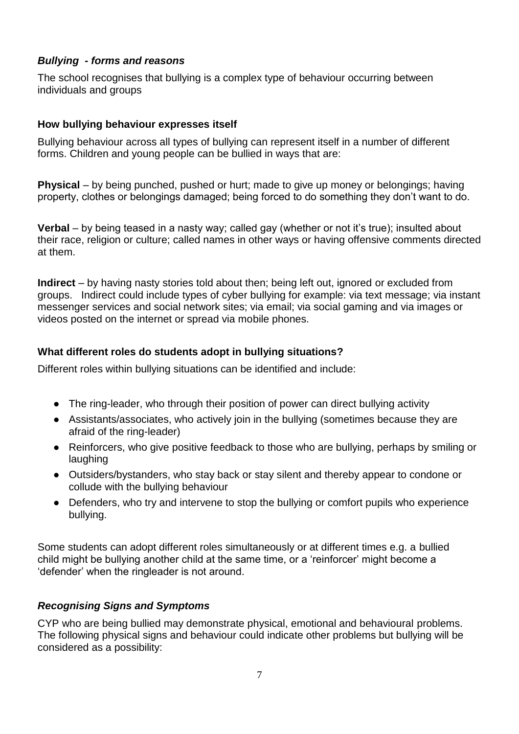### ***Bullying - forms and reasons***

The school recognises that bullying is a complex type of behaviour occurring between individuals and groups

### How bullying behaviour expresses itself

Bullying behaviour across all types of bullying can represent itself in a number of different forms. Children and young people can be bullied in ways that are:

**Physical** – by being punched, pushed or hurt; made to give up money or belongings; having property, clothes or belongings damaged; being forced to do something they don't want to do.

**Verbal** – by being teased in a nasty way; called gay (whether or not it's true); insulted about their race, religion or culture; called names in other ways or having offensive comments directed at them.

**Indirect** – by having nasty stories told about then; being left out, ignored or excluded from groups. Indirect could include types of cyber bullying for example: via text message; via instant messenger services and social network sites; via email; via social gaming and via images or videos posted on the internet or spread via mobile phones.

### What different roles do students adopt in bullying situations?

Different roles within bullying situations can be identified and include:

- The ring-leader, who through their position of power can direct bullying activity
- Assistants/associates, who actively join in the bullying (sometimes because they are afraid of the ring-leader)
- Reinforcers, who give positive feedback to those who are bullying, perhaps by smiling or laughing
- Outsiders/bystanders, who stay back or stay silent and thereby appear to condone or collude with the bullying behaviour
- Defenders, who try and intervene to stop the bullying or comfort pupils who experience bullying.

Some students can adopt different roles simultaneously or at different times e.g. a bullied child might be bullying another child at the same time, or a 'reinforcer' might become a 'defender' when the ringleader is not around.

### ***Recognising Signs and Symptoms***

CYP who are being bullied may demonstrate physical, emotional and behavioural problems. The following physical signs and behaviour could indicate other problems but bullying will be considered as a possibility: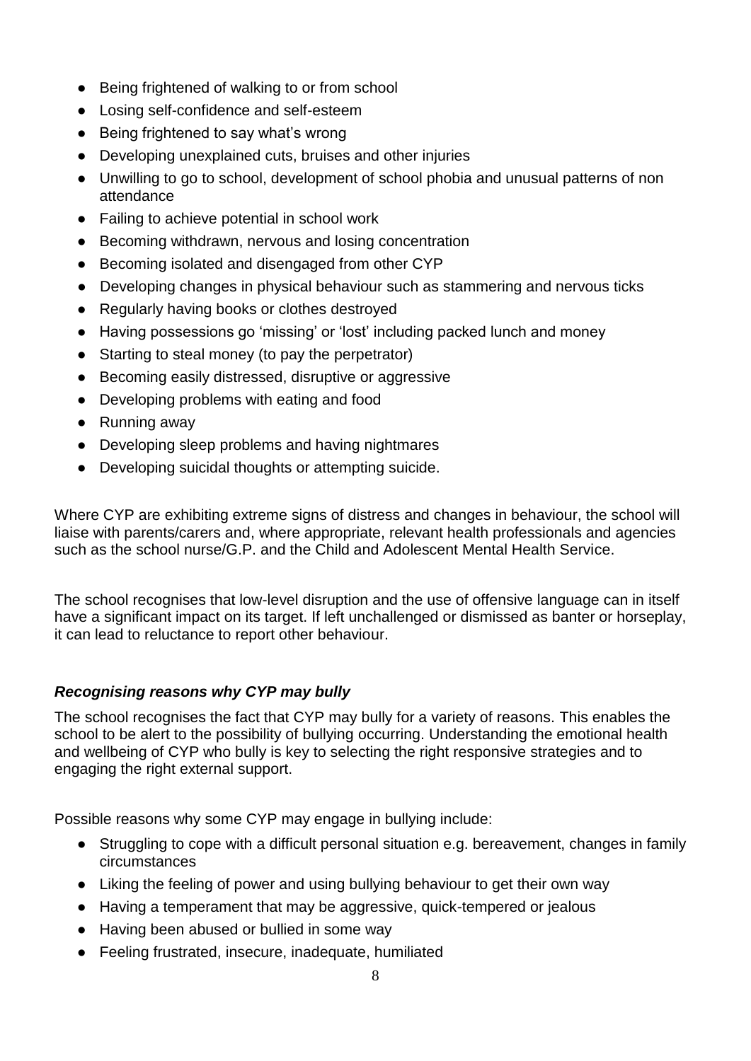- Being frightened of walking to or from school
- Losing self-confidence and self-esteem
- Being frightened to say what's wrong
- Developing unexplained cuts, bruises and other injuries
- Unwilling to go to school, development of school phobia and unusual patterns of non attendance
- Failing to achieve potential in school work
- Becoming withdrawn, nervous and losing concentration
- Becoming isolated and disengaged from other CYP
- Developing changes in physical behaviour such as stammering and nervous ticks
- Regularly having books or clothes destroyed
- Having possessions go 'missing' or 'lost' including packed lunch and money
- Starting to steal money (to pay the perpetrator)
- Becoming easily distressed, disruptive or aggressive
- Developing problems with eating and food
- Running away
- Developing sleep problems and having nightmares
- Developing suicidal thoughts or attempting suicide.

Where CYP are exhibiting extreme signs of distress and changes in behaviour, the school will liaise with parents/carers and, where appropriate, relevant health professionals and agencies such as the school nurse/G.P. and the Child and Adolescent Mental Health Service.

The school recognises that low-level disruption and the use of offensive language can in itself have a significant impact on its target. If left unchallenged or dismissed as banter or horseplay, it can lead to reluctance to report other behaviour.

### *Recognising reasons why CYP may bully*

The school recognises the fact that CYP may bully for a variety of reasons. This enables the school to be alert to the possibility of bullying occurring. Understanding the emotional health and wellbeing of CYP who bully is key to selecting the right responsive strategies and to engaging the right external support.

Possible reasons why some CYP may engage in bullying include:

- Struggling to cope with a difficult personal situation e.g. bereavement, changes in family circumstances
- Liking the feeling of power and using bullying behaviour to get their own way
- Having a temperament that may be aggressive, quick-tempered or jealous
- Having been abused or bullied in some way
- Feeling frustrated, insecure, inadequate, humiliated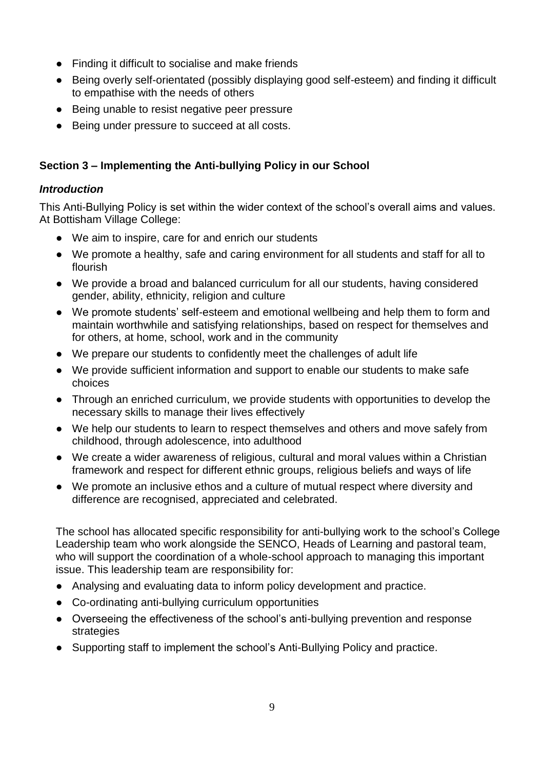- Finding it difficult to socialise and make friends
- Being overly self-orientated (possibly displaying good self-esteem) and finding it difficult to empathise with the needs of others
- Being unable to resist negative peer pressure
- Being under pressure to succeed at all costs.

## Section 3 – Implementing the Anti-bullying Policy in our School

### *Introduction*

This Anti-Bullying Policy is set within the wider context of the school's overall aims and values. At Bottisham Village College:

- We aim to inspire, care for and enrich our students
- We promote a healthy, safe and caring environment for all students and staff for all to flourish
- We provide a broad and balanced curriculum for all our students, having considered gender, ability, ethnicity, religion and culture
- We promote students' self-esteem and emotional wellbeing and help them to form and maintain worthwhile and satisfying relationships, based on respect for themselves and for others, at home, school, work and in the community
- We prepare our students to confidently meet the challenges of adult life
- We provide sufficient information and support to enable our students to make safe choices
- Through an enriched curriculum, we provide students with opportunities to develop the necessary skills to manage their lives effectively
- We help our students to learn to respect themselves and others and move safely from childhood, through adolescence, into adulthood
- We create a wider awareness of religious, cultural and moral values within a Christian framework and respect for different ethnic groups, religious beliefs and ways of life
- We promote an inclusive ethos and a culture of mutual respect where diversity and difference are recognised, appreciated and celebrated.

The school has allocated specific responsibility for anti-bullying work to the school's College Leadership team who work alongside the SENCO, Heads of Learning and pastoral team, who will support the coordination of a whole-school approach to managing this important issue. This leadership team are responsibility for:

- Analysing and evaluating data to inform policy development and practice.
- Co-ordinating anti-bullying curriculum opportunities
- Overseeing the effectiveness of the school's anti-bullying prevention and response strategies
- Supporting staff to implement the school's Anti-Bullying Policy and practice.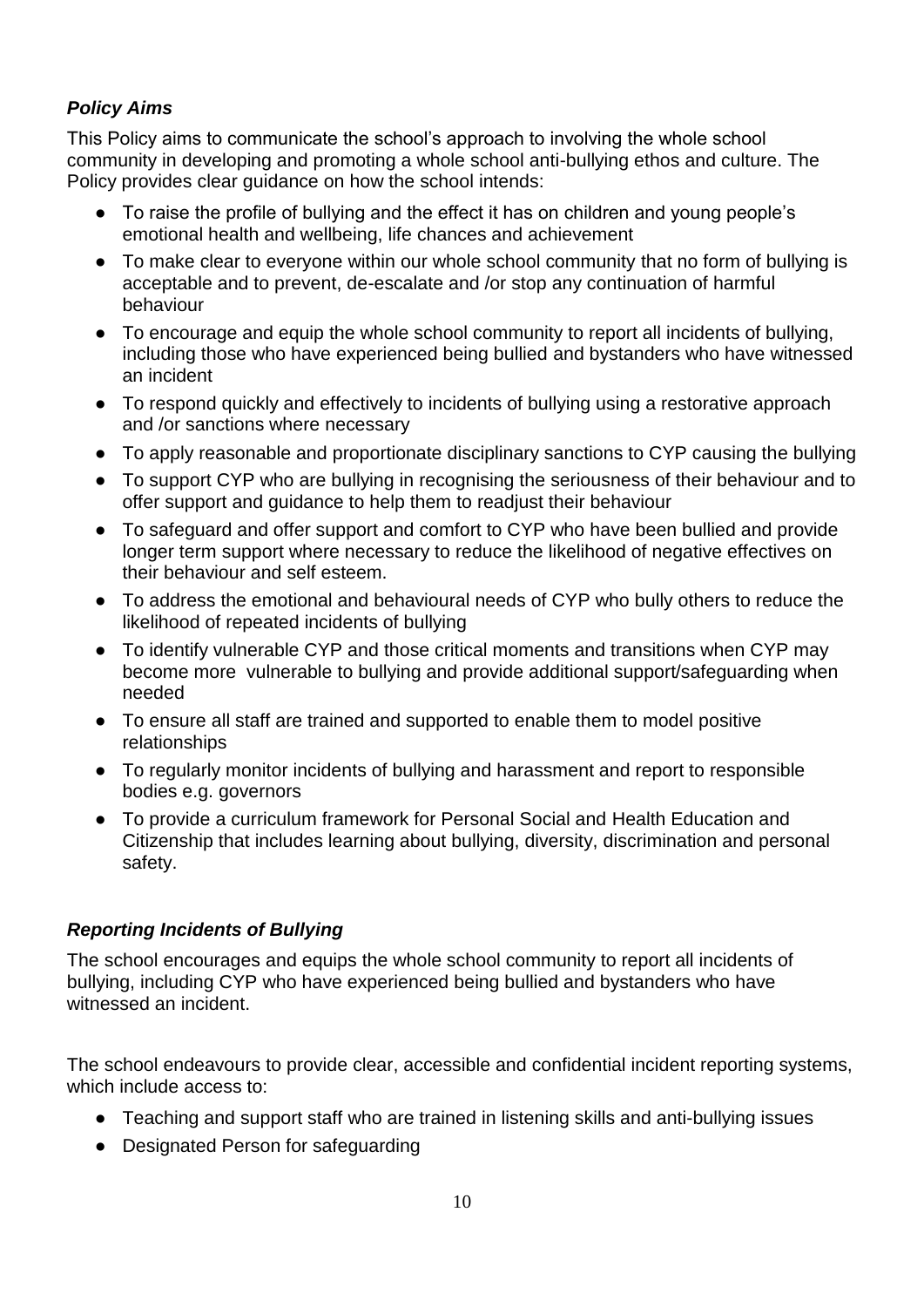### *Policy Aims*

This Policy aims to communicate the school's approach to involving the whole school community in developing and promoting a whole school anti-bullying ethos and culture. The Policy provides clear guidance on how the school intends:

- To raise the profile of bullying and the effect it has on children and young people's emotional health and wellbeing, life chances and achievement
- To make clear to everyone within our whole school community that no form of bullying is acceptable and to prevent, de-escalate and /or stop any continuation of harmful behaviour
- To encourage and equip the whole school community to report all incidents of bullying, including those who have experienced being bullied and bystanders who have witnessed an incident
- To respond quickly and effectively to incidents of bullying using a restorative approach and /or sanctions where necessary
- To apply reasonable and proportionate disciplinary sanctions to CYP causing the bullying
- To support CYP who are bullying in recognising the seriousness of their behaviour and to offer support and guidance to help them to readjust their behaviour
- To safeguard and offer support and comfort to CYP who have been bullied and provide longer term support where necessary to reduce the likelihood of negative effectives on their behaviour and self esteem.
- To address the emotional and behavioural needs of CYP who bully others to reduce the likelihood of repeated incidents of bullying
- To identify vulnerable CYP and those critical moments and transitions when CYP may become more vulnerable to bullying and provide additional support/safeguarding when needed
- To ensure all staff are trained and supported to enable them to model positive relationships
- To regularly monitor incidents of bullying and harassment and report to responsible bodies e.g. governors
- To provide a curriculum framework for Personal Social and Health Education and Citizenship that includes learning about bullying, diversity, discrimination and personal safety.

### *Reporting Incidents of Bullying*

The school encourages and equips the whole school community to report all incidents of bullying, including CYP who have experienced being bullied and bystanders who have witnessed an incident.

The school endeavours to provide clear, accessible and confidential incident reporting systems, which include access to:

- Teaching and support staff who are trained in listening skills and anti-bullying issues
- Designated Person for safeguarding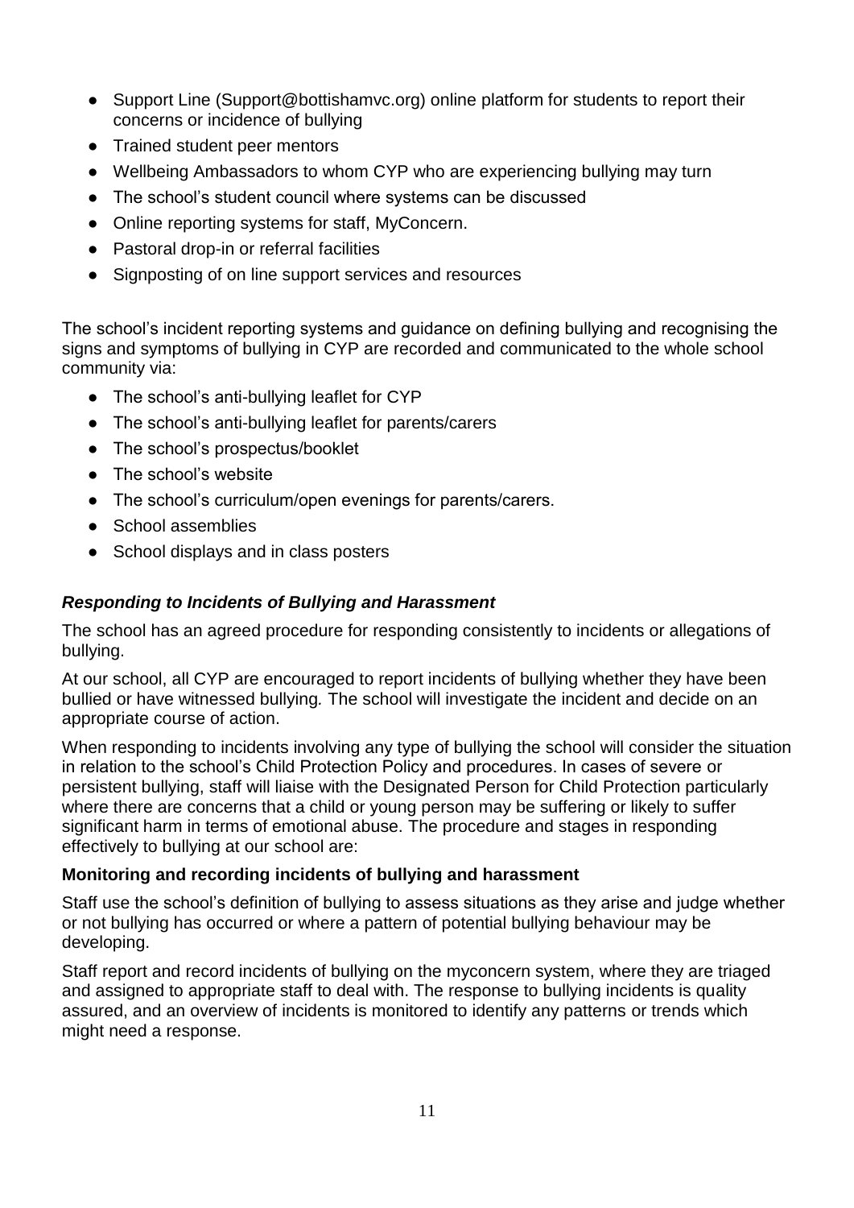- Support Line (Support@bottishamvc.org) online platform for students to report their concerns or incidence of bullying
- Trained student peer mentors
- Wellbeing Ambassadors to whom CYP who are experiencing bullying may turn
- The school's student council where systems can be discussed
- Online reporting systems for staff, MyConcern.
- Pastoral drop-in or referral facilities
- Signposting of on line support services and resources

The school's incident reporting systems and guidance on defining bullying and recognising the signs and symptoms of bullying in CYP are recorded and communicated to the whole school community via:

- The school's anti-bullying leaflet for CYP
- The school's anti-bullying leaflet for parents/carers
- The school's prospectus/booklet
- The school's website
- The school's curriculum/open evenings for parents/carers.
- School assemblies
- School displays and in class posters

### ***Responding to Incidents of Bullying and Harassment***

The school has an agreed procedure for responding consistently to incidents or allegations of bullying.

At our school, all CYP are encouraged to report incidents of bullying whether they have been bullied or have witnessed bullying*.* The school will investigate the incident and decide on an appropriate course of action.

When responding to incidents involving any type of bullying the school will consider the situation in relation to the school's Child Protection Policy and procedures. In cases of severe or persistent bullying, staff will liaise with the Designated Person for Child Protection particularly where there are concerns that a child or young person may be suffering or likely to suffer significant harm in terms of emotional abuse. The procedure and stages in responding effectively to bullying at our school are:

**Monitoring and recording incidents of bullying and harassment**

Staff use the school's definition of bullying to assess situations as they arise and judge whether or not bullying has occurred or where a pattern of potential bullying behaviour may be developing.

Staff report and record incidents of bullying on the myconcern system, where they are triaged and assigned to appropriate staff to deal with. The response to bullying incidents is quality assured, and an overview of incidents is monitored to identify any patterns or trends which might need a response.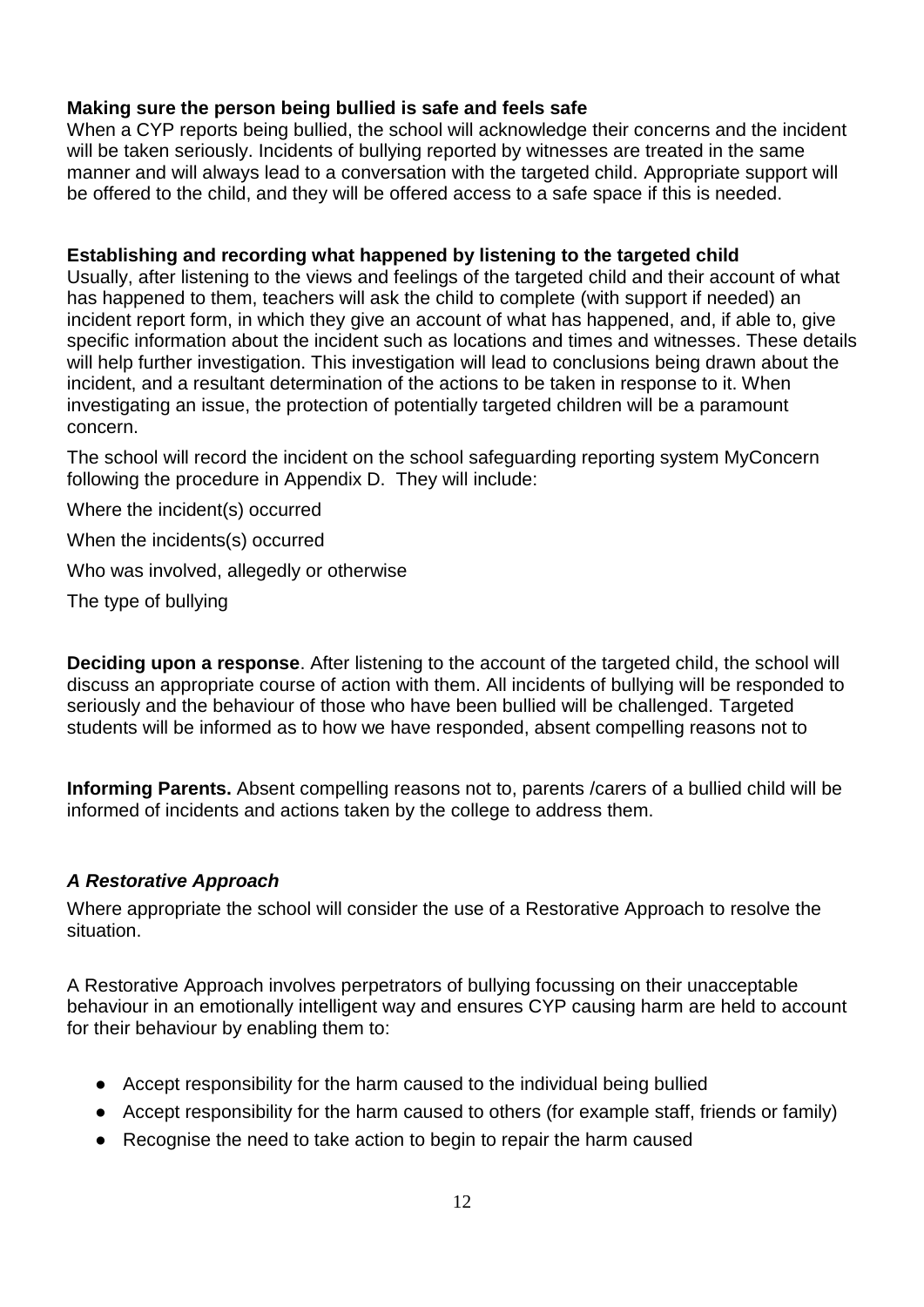**Making sure the person being bullied is safe and feels safe**
When a CYP reports being bullied, the school will acknowledge their concerns and the incident will be taken seriously. Incidents of bullying reported by witnesses are treated in the same manner and will always lead to a conversation with the targeted child. Appropriate support will be offered to the child, and they will be offered access to a safe space if this is needed.

**Establishing and recording what happened by listening to the targeted child**
Usually, after listening to the views and feelings of the targeted child and their account of what has happened to them, teachers will ask the child to complete (with support if needed) an incident report form, in which they give an account of what has happened, and, if able to, give specific information about the incident such as locations and times and witnesses. These details will help further investigation. This investigation will lead to conclusions being drawn about the incident, and a resultant determination of the actions to be taken in response to it. When investigating an issue, the protection of potentially targeted children will be a paramount concern.

The school will record the incident on the school safeguarding reporting system MyConcern following the procedure in Appendix D. They will include:

Where the incident(s) occurred

When the incidents(s) occurred

Who was involved, allegedly or otherwise

The type of bullying

**Deciding upon a response**. After listening to the account of the targeted child, the school will discuss an appropriate course of action with them. All incidents of bullying will be responded to seriously and the behaviour of those who have been bullied will be challenged. Targeted students will be informed as to how we have responded, absent compelling reasons not to

**Informing Parents.** Absent compelling reasons not to, parents /carers of a bullied child will be informed of incidents and actions taken by the college to address them.

### *A Restorative Approach*

Where appropriate the school will consider the use of a Restorative Approach to resolve the situation.

A Restorative Approach involves perpetrators of bullying focussing on their unacceptable behaviour in an emotionally intelligent way and ensures CYP causing harm are held to account for their behaviour by enabling them to:

- Accept responsibility for the harm caused to the individual being bullied
- Accept responsibility for the harm caused to others (for example staff, friends or family)
- Recognise the need to take action to begin to repair the harm caused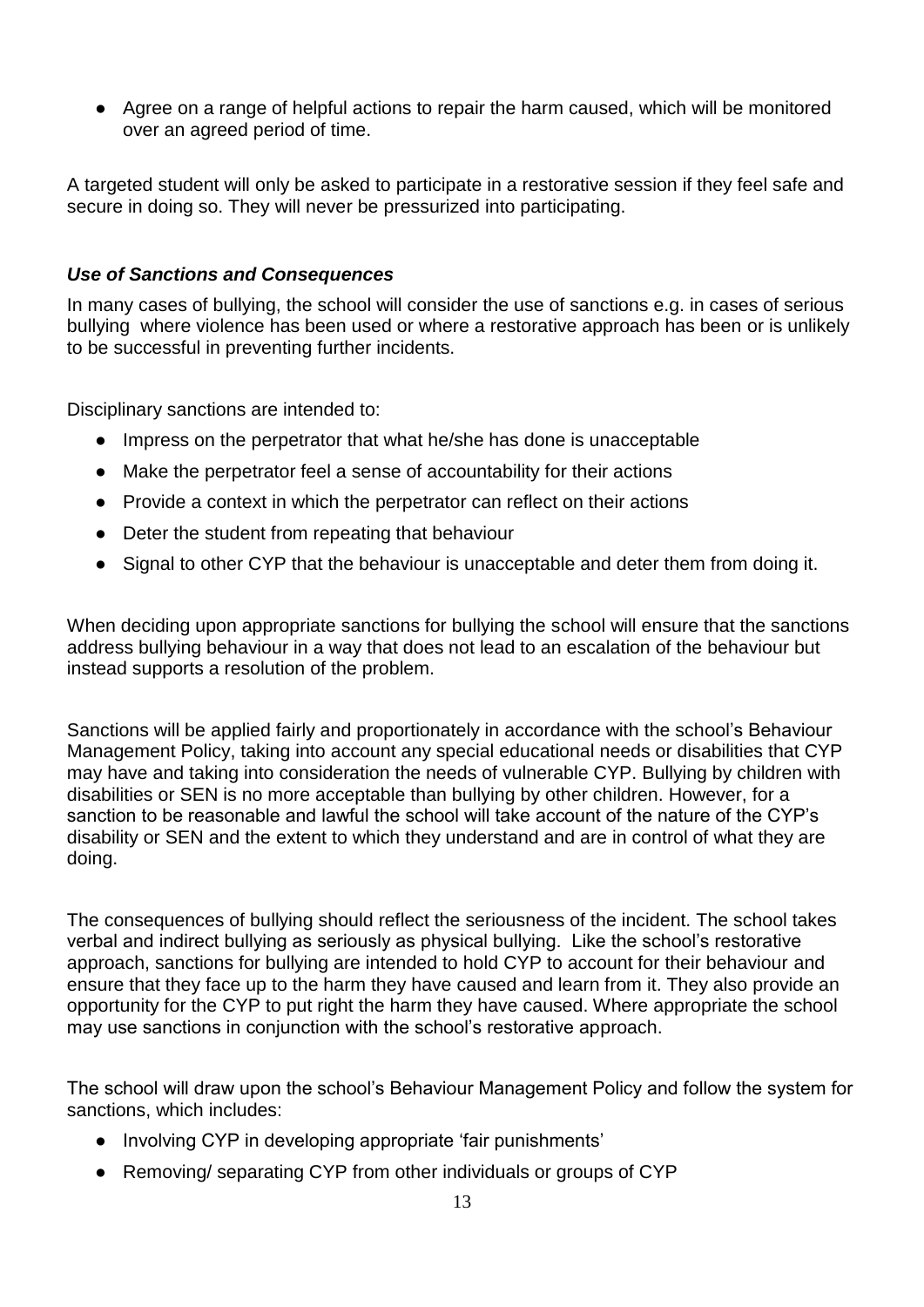- Agree on a range of helpful actions to repair the harm caused, which will be monitored over an agreed period of time.

A targeted student will only be asked to participate in a restorative session if they feel safe and secure in doing so. They will never be pressurized into participating.

### *Use of Sanctions and Consequences*

In many cases of bullying, the school will consider the use of sanctions e.g. in cases of serious bullying where violence has been used or where a restorative approach has been or is unlikely to be successful in preventing further incidents.

Disciplinary sanctions are intended to:

- Impress on the perpetrator that what he/she has done is unacceptable
- Make the perpetrator feel a sense of accountability for their actions
- Provide a context in which the perpetrator can reflect on their actions
- Deter the student from repeating that behaviour
- Signal to other CYP that the behaviour is unacceptable and deter them from doing it.

When deciding upon appropriate sanctions for bullying the school will ensure that the sanctions address bullying behaviour in a way that does not lead to an escalation of the behaviour but instead supports a resolution of the problem.

Sanctions will be applied fairly and proportionately in accordance with the school's Behaviour Management Policy, taking into account any special educational needs or disabilities that CYP may have and taking into consideration the needs of vulnerable CYP. Bullying by children with disabilities or SEN is no more acceptable than bullying by other children. However, for a sanction to be reasonable and lawful the school will take account of the nature of the CYP's disability or SEN and the extent to which they understand and are in control of what they are doing.

The consequences of bullying should reflect the seriousness of the incident. The school takes verbal and indirect bullying as seriously as physical bullying. Like the school's restorative approach, sanctions for bullying are intended to hold CYP to account for their behaviour and ensure that they face up to the harm they have caused and learn from it. They also provide an opportunity for the CYP to put right the harm they have caused. Where appropriate the school may use sanctions in conjunction with the school's restorative approach.

The school will draw upon the school's Behaviour Management Policy and follow the system for sanctions, which includes:

- Involving CYP in developing appropriate 'fair punishments'
- Removing/ separating CYP from other individuals or groups of CYP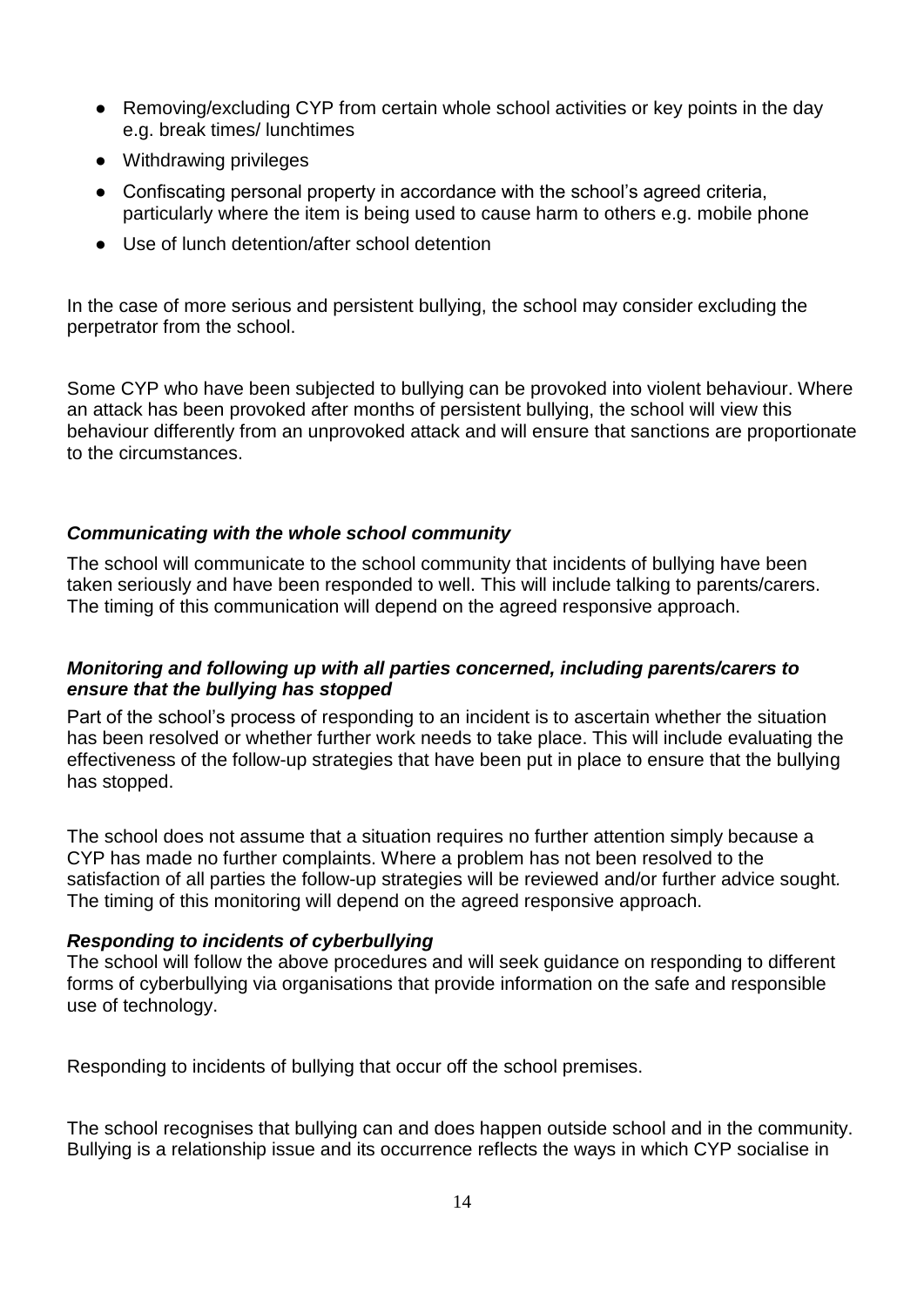- Removing/excluding CYP from certain whole school activities or key points in the day e.g. break times/ lunchtimes
- Withdrawing privileges
- Confiscating personal property in accordance with the school's agreed criteria, particularly where the item is being used to cause harm to others e.g. mobile phone
- Use of lunch detention/after school detention

In the case of more serious and persistent bullying, the school may consider excluding the perpetrator from the school.

Some CYP who have been subjected to bullying can be provoked into violent behaviour. Where an attack has been provoked after months of persistent bullying, the school will view this behaviour differently from an unprovoked attack and will ensure that sanctions are proportionate to the circumstances.

***Communicating with the whole school community***

The school will communicate to the school community that incidents of bullying have been taken seriously and have been responded to well. This will include talking to parents/carers. The timing of this communication will depend on the agreed responsive approach.

***Monitoring and following up with all parties concerned, including parents/carers to ensure that the bullying has stopped***

Part of the school's process of responding to an incident is to ascertain whether the situation has been resolved or whether further work needs to take place. This will include evaluating the effectiveness of the follow-up strategies that have been put in place to ensure that the bullying has stopped.

The school does not assume that a situation requires no further attention simply because a CYP has made no further complaints. Where a problem has not been resolved to the satisfaction of all parties the follow-up strategies will be reviewed and/or further advice sought. The timing of this monitoring will depend on the agreed responsive approach.

***Responding to incidents of cyberbullying***

The school will follow the above procedures and will seek guidance on responding to different forms of cyberbullying via organisations that provide information on the safe and responsible use of technology.

Responding to incidents of bullying that occur off the school premises.

The school recognises that bullying can and does happen outside school and in the community. Bullying is a relationship issue and its occurrence reflects the ways in which CYP socialise in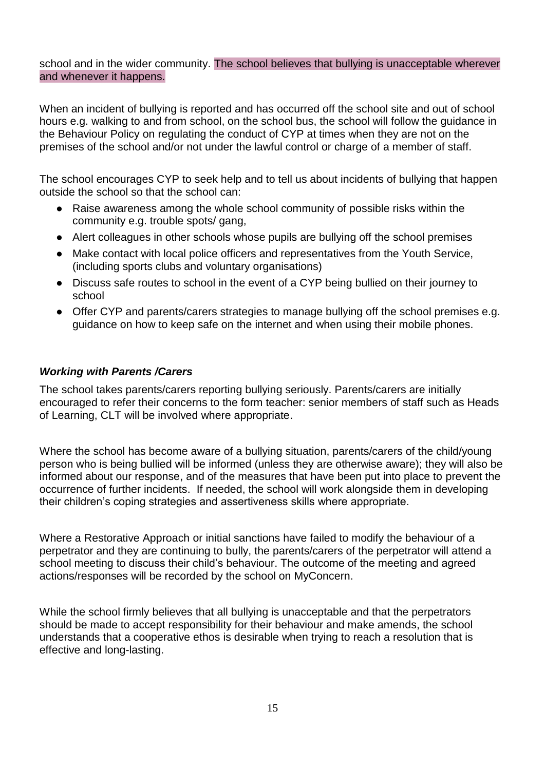school and in the wider community. The school believes that bullying is unacceptable wherever and whenever it happens.

When an incident of bullying is reported and has occurred off the school site and out of school hours e.g. walking to and from school, on the school bus, the school will follow the guidance in the Behaviour Policy on regulating the conduct of CYP at times when they are not on the premises of the school and/or not under the lawful control or charge of a member of staff.

The school encourages CYP to seek help and to tell us about incidents of bullying that happen outside the school so that the school can:

- Raise awareness among the whole school community of possible risks within the community e.g. trouble spots/ gang,
- Alert colleagues in other schools whose pupils are bullying off the school premises
- Make contact with local police officers and representatives from the Youth Service, (including sports clubs and voluntary organisations)
- Discuss safe routes to school in the event of a CYP being bullied on their journey to school
- Offer CYP and parents/carers strategies to manage bullying off the school premises e.g. guidance on how to keep safe on the internet and when using their mobile phones.

### ***Working with Parents /Carers***

The school takes parents/carers reporting bullying seriously. Parents/carers are initially encouraged to refer their concerns to the form teacher: senior members of staff such as Heads of Learning, CLT will be involved where appropriate.

Where the school has become aware of a bullying situation, parents/carers of the child/young person who is being bullied will be informed (unless they are otherwise aware); they will also be informed about our response, and of the measures that have been put into place to prevent the occurrence of further incidents. If needed, the school will work alongside them in developing their children's coping strategies and assertiveness skills where appropriate.

Where a Restorative Approach or initial sanctions have failed to modify the behaviour of a perpetrator and they are continuing to bully, the parents/carers of the perpetrator will attend a school meeting to discuss their child's behaviour. The outcome of the meeting and agreed actions/responses will be recorded by the school on MyConcern.

While the school firmly believes that all bullying is unacceptable and that the perpetrators should be made to accept responsibility for their behaviour and make amends, the school understands that a cooperative ethos is desirable when trying to reach a resolution that is effective and long-lasting.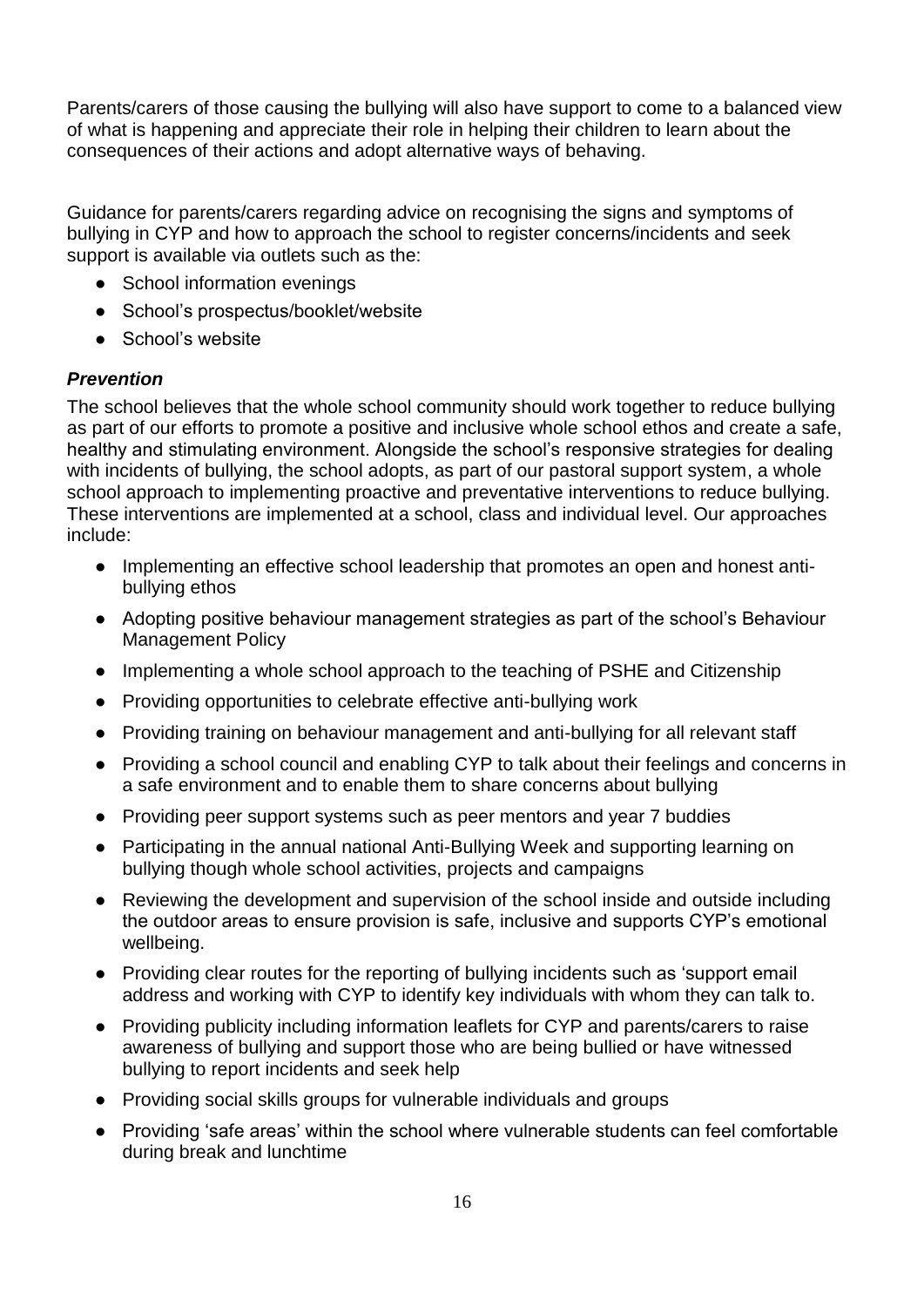Parents/carers of those causing the bullying will also have support to come to a balanced view of what is happening and appreciate their role in helping their children to learn about the consequences of their actions and adopt alternative ways of behaving.

Guidance for parents/carers regarding advice on recognising the signs and symptoms of bullying in CYP and how to approach the school to register concerns/incidents and seek support is available via outlets such as the:

- School information evenings
- School's prospectus/booklet/website
- School's website

***Prevention***

The school believes that the whole school community should work together to reduce bullying as part of our efforts to promote a positive and inclusive whole school ethos and create a safe, healthy and stimulating environment. Alongside the school's responsive strategies for dealing with incidents of bullying, the school adopts, as part of our pastoral support system, a whole school approach to implementing proactive and preventative interventions to reduce bullying. These interventions are implemented at a school, class and individual level. Our approaches include:

- Implementing an effective school leadership that promotes an open and honest anti-bullying ethos
- Adopting positive behaviour management strategies as part of the school's Behaviour Management Policy
- Implementing a whole school approach to the teaching of PSHE and Citizenship
- Providing opportunities to celebrate effective anti-bullying work
- Providing training on behaviour management and anti-bullying for all relevant staff
- Providing a school council and enabling CYP to talk about their feelings and concerns in a safe environment and to enable them to share concerns about bullying
- Providing peer support systems such as peer mentors and year 7 buddies
- Participating in the annual national Anti-Bullying Week and supporting learning on bullying though whole school activities, projects and campaigns
- Reviewing the development and supervision of the school inside and outside including the outdoor areas to ensure provision is safe, inclusive and supports CYP's emotional wellbeing.
- Providing clear routes for the reporting of bullying incidents such as 'support email address and working with CYP to identify key individuals with whom they can talk to.
- Providing publicity including information leaflets for CYP and parents/carers to raise awareness of bullying and support those who are being bullied or have witnessed bullying to report incidents and seek help
- Providing social skills groups for vulnerable individuals and groups
- Providing 'safe areas' within the school where vulnerable students can feel comfortable during break and lunchtime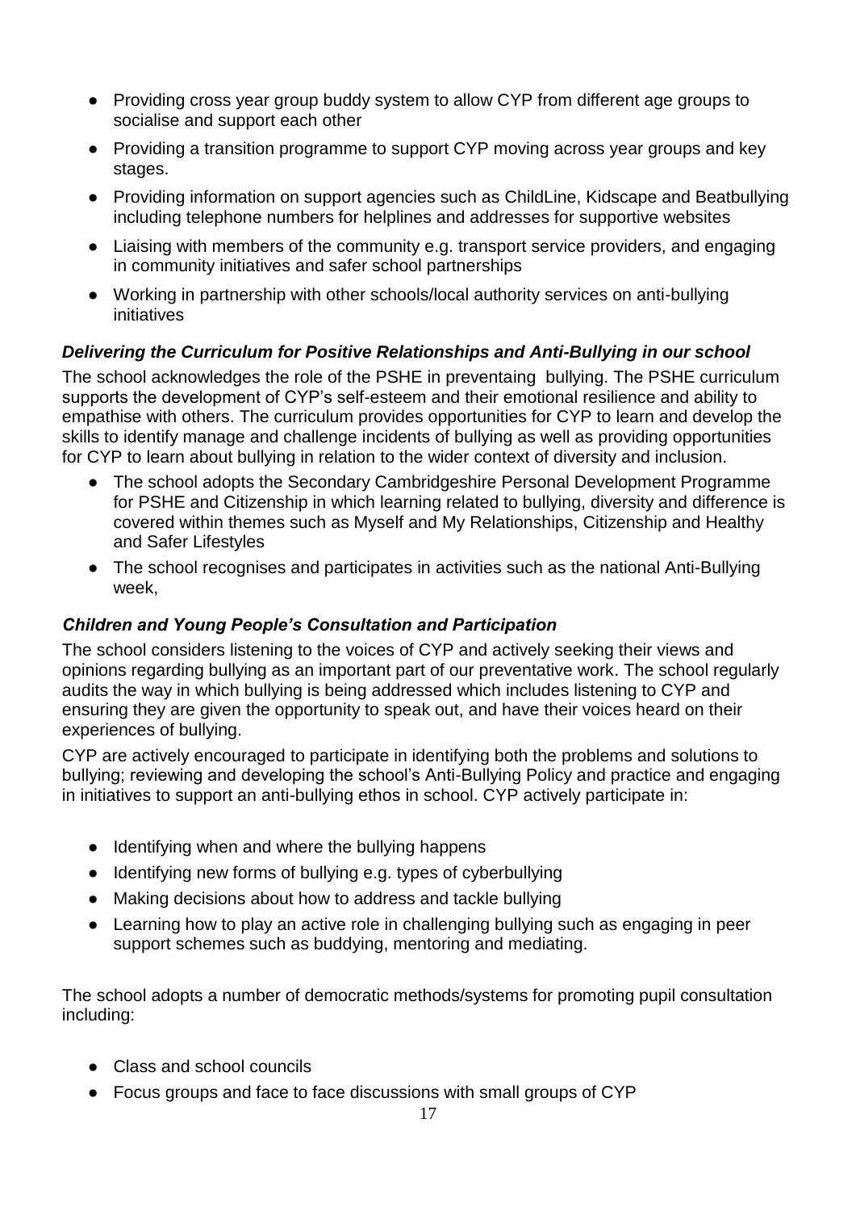- Providing cross year group buddy system to allow CYP from different age groups to socialise and support each other
- Providing a transition programme to support CYP moving across year groups and key stages.
- Providing information on support agencies such as ChildLine, Kidscape and Beatbullying including telephone numbers for helplines and addresses for supportive websites
- Liaising with members of the community e.g. transport service providers, and engaging in community initiatives and safer school partnerships
- Working in partnership with other schools/local authority services on anti-bullying initiatives

### *Delivering the Curriculum for Positive Relationships and Anti-Bullying in our school*

The school acknowledges the role of the PSHE in preventaing bullying. The PSHE curriculum supports the development of CYP's self-esteem and their emotional resilience and ability to empathise with others. The curriculum provides opportunities for CYP to learn and develop the skills to identify manage and challenge incidents of bullying as well as providing opportunities for CYP to learn about bullying in relation to the wider context of diversity and inclusion.

- The school adopts the Secondary Cambridgeshire Personal Development Programme for PSHE and Citizenship in which learning related to bullying, diversity and difference is covered within themes such as Myself and My Relationships, Citizenship and Healthy and Safer Lifestyles
- The school recognises and participates in activities such as the national Anti-Bullying week,

### *Children and Young People's Consultation and Participation*

The school considers listening to the voices of CYP and actively seeking their views and opinions regarding bullying as an important part of our preventative work. The school regularly audits the way in which bullying is being addressed which includes listening to CYP and ensuring they are given the opportunity to speak out, and have their voices heard on their experiences of bullying.

CYP are actively encouraged to participate in identifying both the problems and solutions to bullying; reviewing and developing the school's Anti-Bullying Policy and practice and engaging in initiatives to support an anti-bullying ethos in school. CYP actively participate in:

- Identifying when and where the bullying happens
- Identifying new forms of bullying e.g. types of cyberbullying
- Making decisions about how to address and tackle bullying
- Learning how to play an active role in challenging bullying such as engaging in peer support schemes such as buddying, mentoring and mediating.

The school adopts a number of democratic methods/systems for promoting pupil consultation including:

- Class and school councils
- Focus groups and face to face discussions with small groups of CYP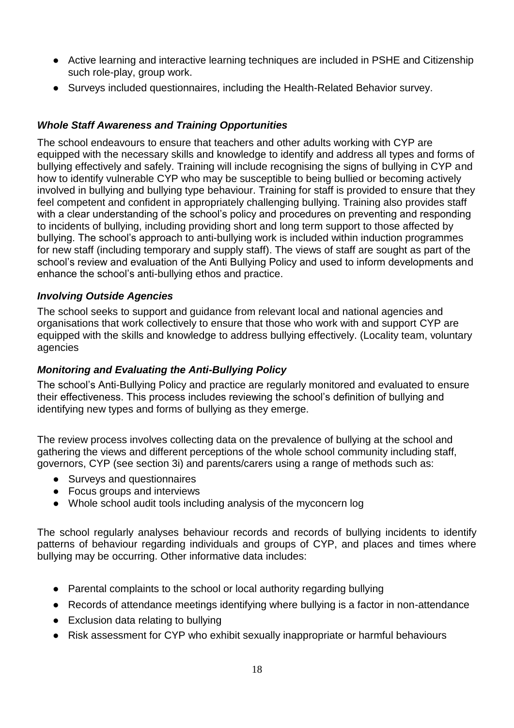- Active learning and interactive learning techniques are included in PSHE and Citizenship such role-play, group work.
- Surveys included questionnaires, including the Health-Related Behavior survey.

### ***Whole Staff Awareness and Training Opportunities***

The school endeavours to ensure that teachers and other adults working with CYP are equipped with the necessary skills and knowledge to identify and address all types and forms of bullying effectively and safely. Training will include recognising the signs of bullying in CYP and how to identify vulnerable CYP who may be susceptible to being bullied or becoming actively involved in bullying and bullying type behaviour. Training for staff is provided to ensure that they feel competent and confident in appropriately challenging bullying. Training also provides staff with a clear understanding of the school's policy and procedures on preventing and responding to incidents of bullying, including providing short and long term support to those affected by bullying. The school's approach to anti-bullying work is included within induction programmes for new staff (including temporary and supply staff). The views of staff are sought as part of the school's review and evaluation of the Anti Bullying Policy and used to inform developments and enhance the school's anti-bullying ethos and practice.

### ***Involving Outside Agencies***

The school seeks to support and guidance from relevant local and national agencies and organisations that work collectively to ensure that those who work with and support CYP are equipped with the skills and knowledge to address bullying effectively. (Locality team, voluntary agencies

### ***Monitoring and Evaluating the Anti-Bullying Policy***

The school's Anti-Bullying Policy and practice are regularly monitored and evaluated to ensure their effectiveness. This process includes reviewing the school's definition of bullying and identifying new types and forms of bullying as they emerge.

The review process involves collecting data on the prevalence of bullying at the school and gathering the views and different perceptions of the whole school community including staff, governors, CYP (see section 3i) and parents/carers using a range of methods such as:

- Surveys and questionnaires
- Focus groups and interviews
- Whole school audit tools including analysis of the myconcern log

The school regularly analyses behaviour records and records of bullying incidents to identify patterns of behaviour regarding individuals and groups of CYP, and places and times where bullying may be occurring. Other informative data includes:

- Parental complaints to the school or local authority regarding bullying
- Records of attendance meetings identifying where bullying is a factor in non-attendance
- Exclusion data relating to bullying
- Risk assessment for CYP who exhibit sexually inappropriate or harmful behaviours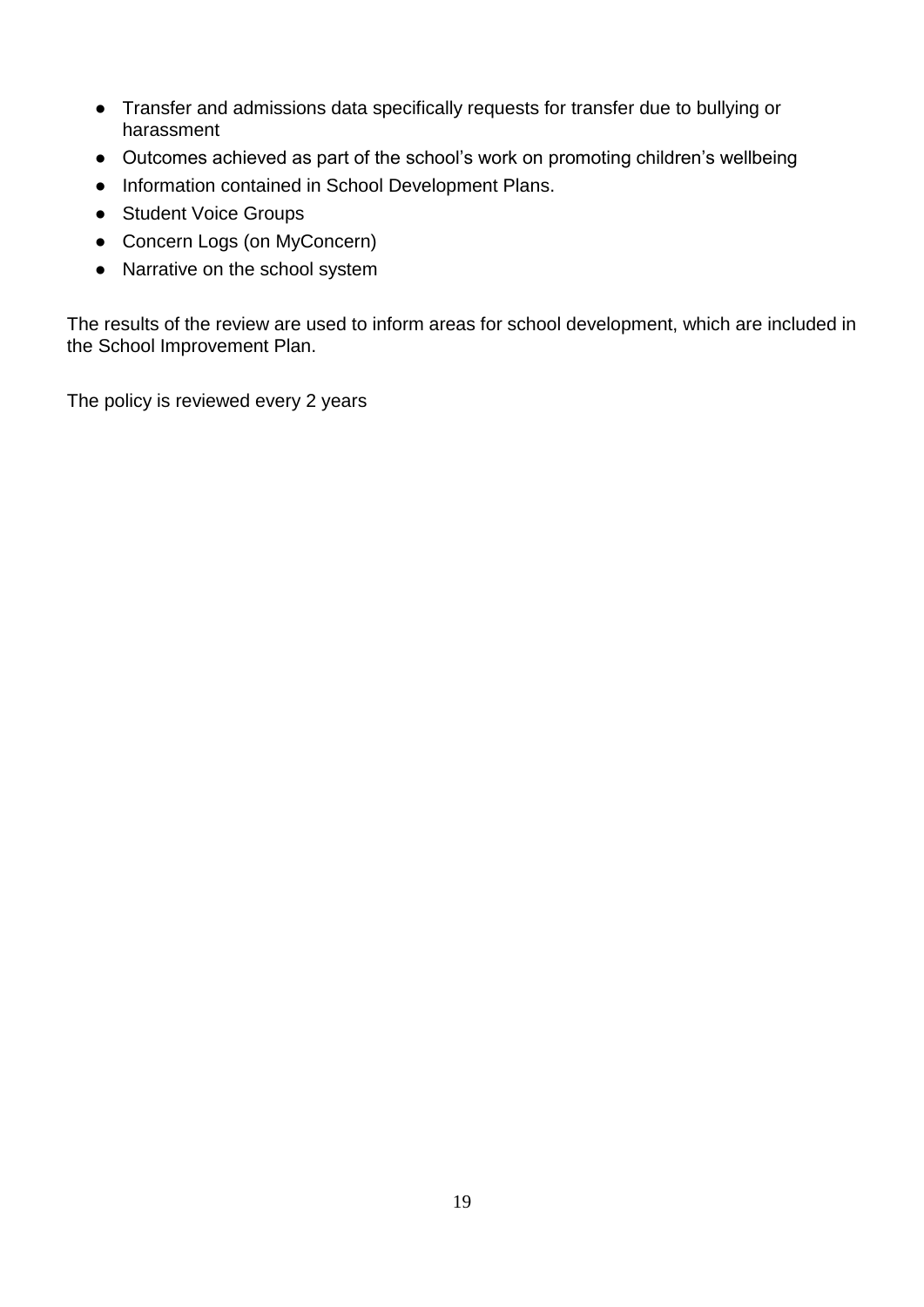- Transfer and admissions data specifically requests for transfer due to bullying or harassment
- Outcomes achieved as part of the school's work on promoting children's wellbeing
- Information contained in School Development Plans.
- Student Voice Groups
- Concern Logs (on MyConcern)
- Narrative on the school system

The results of the review are used to inform areas for school development, which are included in the School Improvement Plan.

The policy is reviewed every 2 years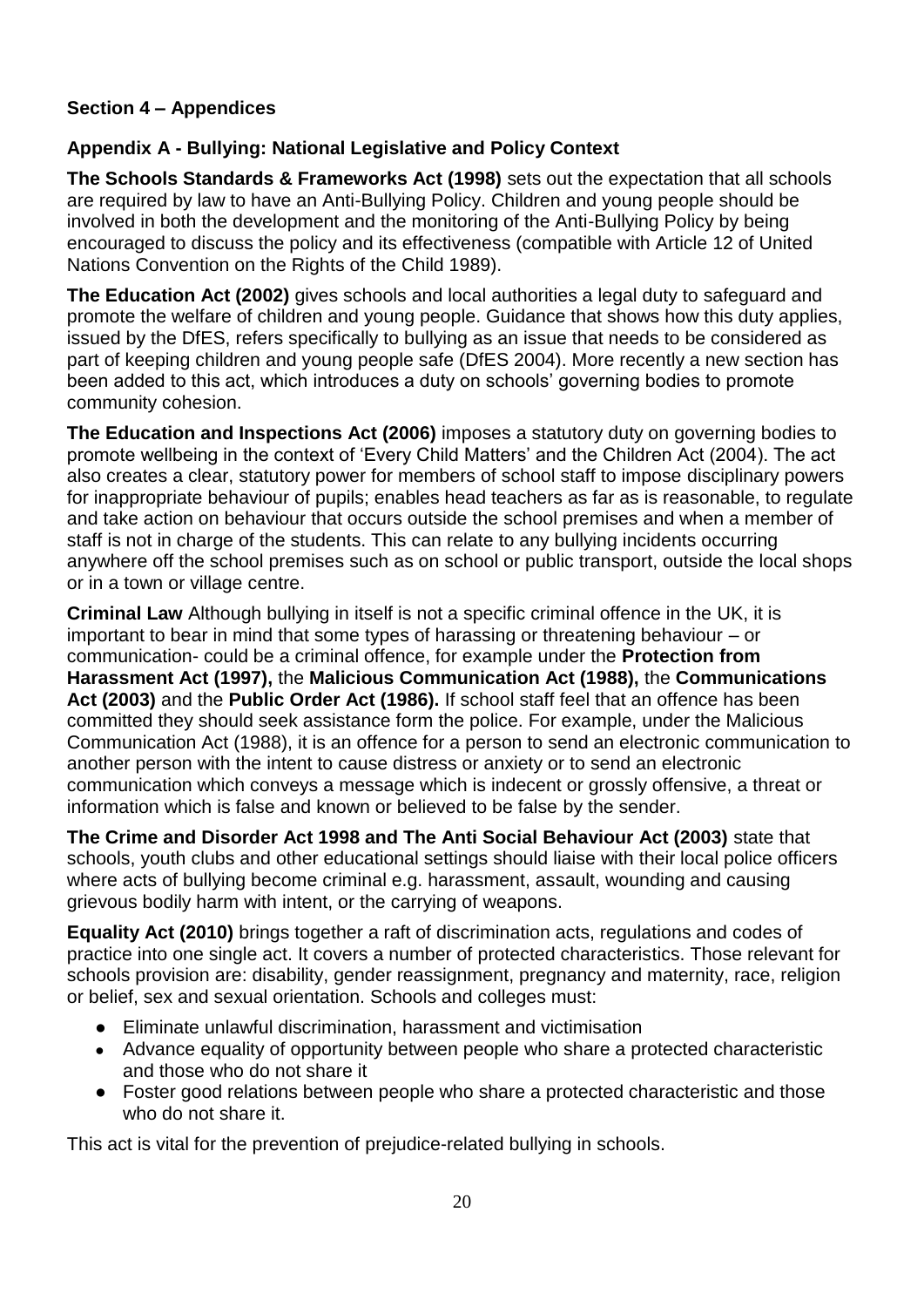## Section 4 – Appendices

### Appendix A - Bullying: National Legislative and Policy Context

**The Schools Standards & Frameworks Act (1998)** sets out the expectation that all schools are required by law to have an Anti-Bullying Policy. Children and young people should be involved in both the development and the monitoring of the Anti-Bullying Policy by being encouraged to discuss the policy and its effectiveness (compatible with Article 12 of United Nations Convention on the Rights of the Child 1989).

**The Education Act (2002)** gives schools and local authorities a legal duty to safeguard and promote the welfare of children and young people. Guidance that shows how this duty applies, issued by the DfES, refers specifically to bullying as an issue that needs to be considered as part of keeping children and young people safe (DfES 2004). More recently a new section has been added to this act, which introduces a duty on schools' governing bodies to promote community cohesion.

**The Education and Inspections Act (2006)** imposes a statutory duty on governing bodies to promote wellbeing in the context of 'Every Child Matters' and the Children Act (2004). The act also creates a clear, statutory power for members of school staff to impose disciplinary powers for inappropriate behaviour of pupils; enables head teachers as far as is reasonable, to regulate and take action on behaviour that occurs outside the school premises and when a member of staff is not in charge of the students. This can relate to any bullying incidents occurring anywhere off the school premises such as on school or public transport, outside the local shops or in a town or village centre.

**Criminal Law** Although bullying in itself is not a specific criminal offence in the UK, it is important to bear in mind that some types of harassing or threatening behaviour – or communication- could be a criminal offence, for example under the **Protection from Harassment Act (1997),** the **Malicious Communication Act (1988),** the **Communications Act (2003)** and the **Public Order Act (1986).** If school staff feel that an offence has been committed they should seek assistance form the police. For example, under the Malicious Communication Act (1988), it is an offence for a person to send an electronic communication to another person with the intent to cause distress or anxiety or to send an electronic communication which conveys a message which is indecent or grossly offensive, a threat or information which is false and known or believed to be false by the sender.

**The Crime and Disorder Act 1998 and The Anti Social Behaviour Act (2003)** state that schools, youth clubs and other educational settings should liaise with their local police officers where acts of bullying become criminal e.g. harassment, assault, wounding and causing grievous bodily harm with intent, or the carrying of weapons.

**Equality Act (2010)** brings together a raft of discrimination acts, regulations and codes of practice into one single act. It covers a number of protected characteristics. Those relevant for schools provision are: disability, gender reassignment, pregnancy and maternity, race, religion or belief, sex and sexual orientation. Schools and colleges must:

- Eliminate unlawful discrimination, harassment and victimisation
- Advance equality of opportunity between people who share a protected characteristic and those who do not share it
- Foster good relations between people who share a protected characteristic and those who do not share it.

This act is vital for the prevention of prejudice-related bullying in schools.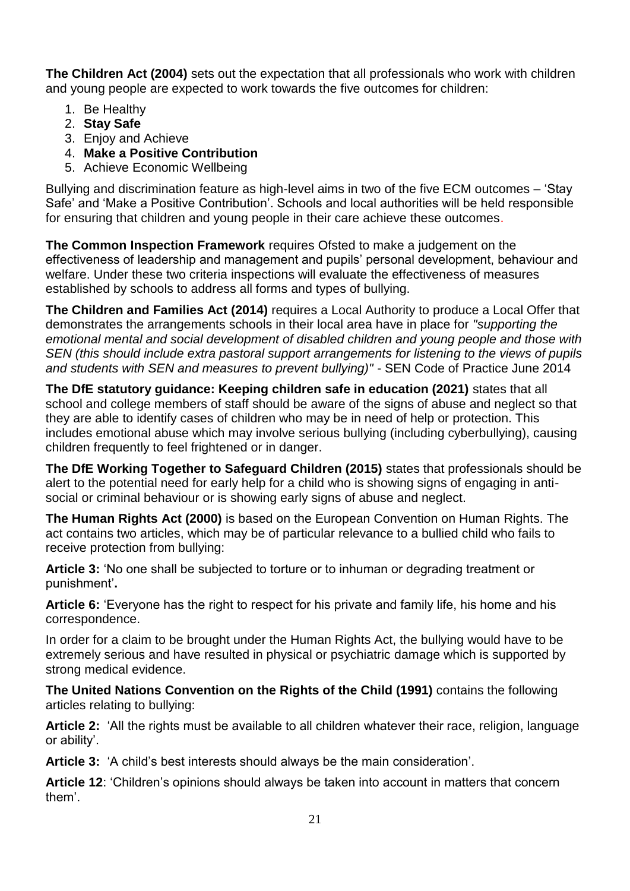**The Children Act (2004)** sets out the expectation that all professionals who work with children and young people are expected to work towards the five outcomes for children:

1. Be Healthy
2. **Stay Safe**
3. Enjoy and Achieve
4. **Make a Positive Contribution**
5. Achieve Economic Wellbeing

Bullying and discrimination feature as high-level aims in two of the five ECM outcomes – 'Stay Safe' and 'Make a Positive Contribution'. Schools and local authorities will be held responsible for ensuring that children and young people in their care achieve these outcomes.

**The Common Inspection Framework** requires Ofsted to make a judgement on the effectiveness of leadership and management and pupils' personal development, behaviour and welfare. Under these two criteria inspections will evaluate the effectiveness of measures established by schools to address all forms and types of bullying.

**The Children and Families Act (2014)** requires a Local Authority to produce a Local Offer that demonstrates the arrangements schools in their local area have in place for *"supporting the emotional mental and social development of disabled children and young people and those with SEN (this should include extra pastoral support arrangements for listening to the views of pupils and students with SEN and measures to prevent bullying)"* - SEN Code of Practice June 2014

**The DfE statutory guidance: Keeping children safe in education (2021)** states that all school and college members of staff should be aware of the signs of abuse and neglect so that they are able to identify cases of children who may be in need of help or protection. This includes emotional abuse which may involve serious bullying (including cyberbullying), causing children frequently to feel frightened or in danger.

**The DfE Working Together to Safeguard Children (2015)** states that professionals should be alert to the potential need for early help for a child who is showing signs of engaging in anti-social or criminal behaviour or is showing early signs of abuse and neglect.

**The Human Rights Act (2000)** is based on the European Convention on Human Rights. The act contains two articles, which may be of particular relevance to a bullied child who fails to receive protection from bullying:

**Article 3:** 'No one shall be subjected to torture or to inhuman or degrading treatment or punishment'**.**

**Article 6:** 'Everyone has the right to respect for his private and family life, his home and his correspondence.

In order for a claim to be brought under the Human Rights Act, the bullying would have to be extremely serious and have resulted in physical or psychiatric damage which is supported by strong medical evidence.

**The United Nations Convention on the Rights of the Child (1991)** contains the following articles relating to bullying:

**Article 2:** 'All the rights must be available to all children whatever their race, religion, language or ability'.

**Article 3:** 'A child's best interests should always be the main consideration'.

**Article 12**: 'Children's opinions should always be taken into account in matters that concern them'.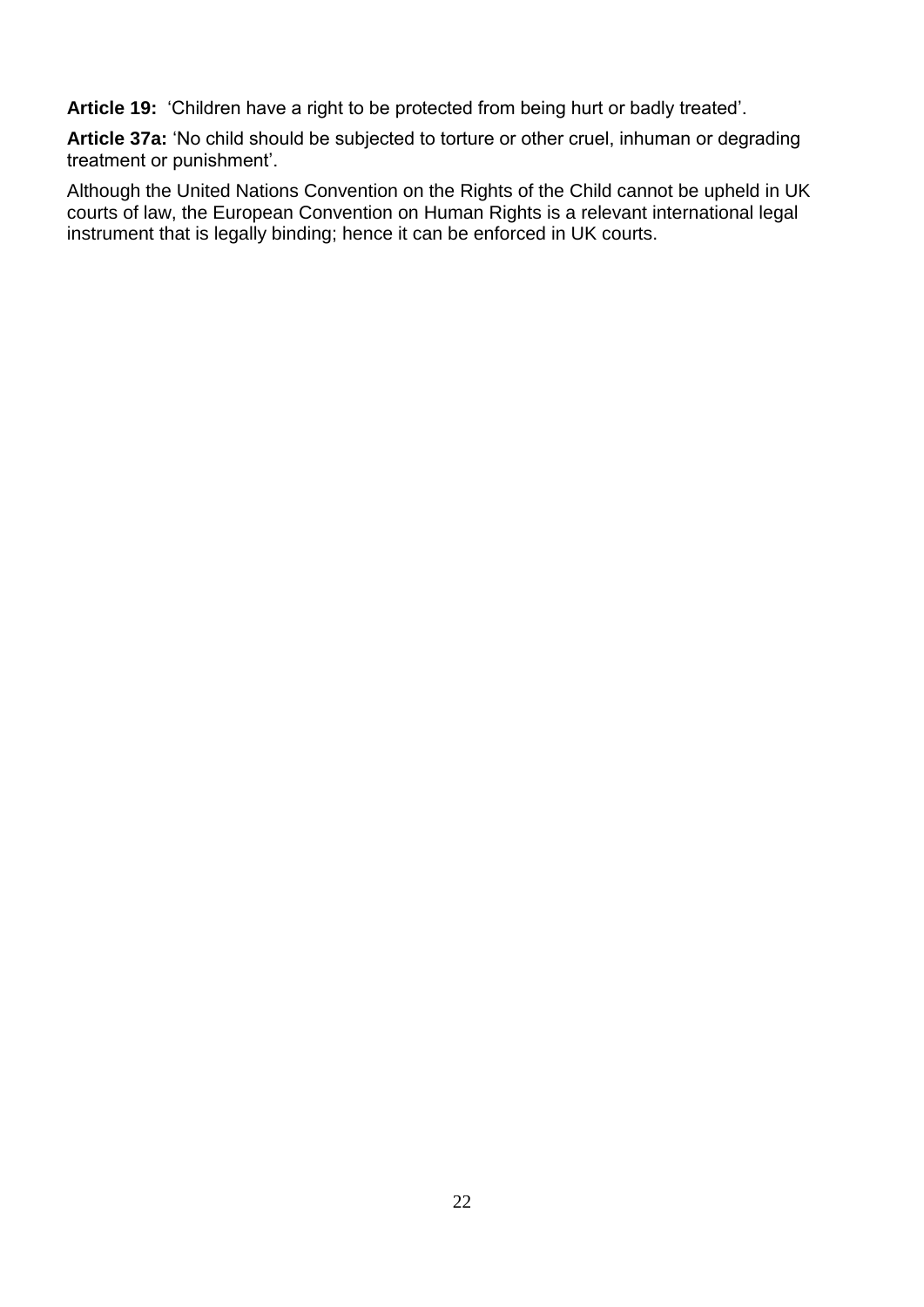**Article 19:** 'Children have a right to be protected from being hurt or badly treated'.

**Article 37a:** 'No child should be subjected to torture or other cruel, inhuman or degrading treatment or punishment'.

Although the United Nations Convention on the Rights of the Child cannot be upheld in UK courts of law, the European Convention on Human Rights is a relevant international legal instrument that is legally binding; hence it can be enforced in UK courts.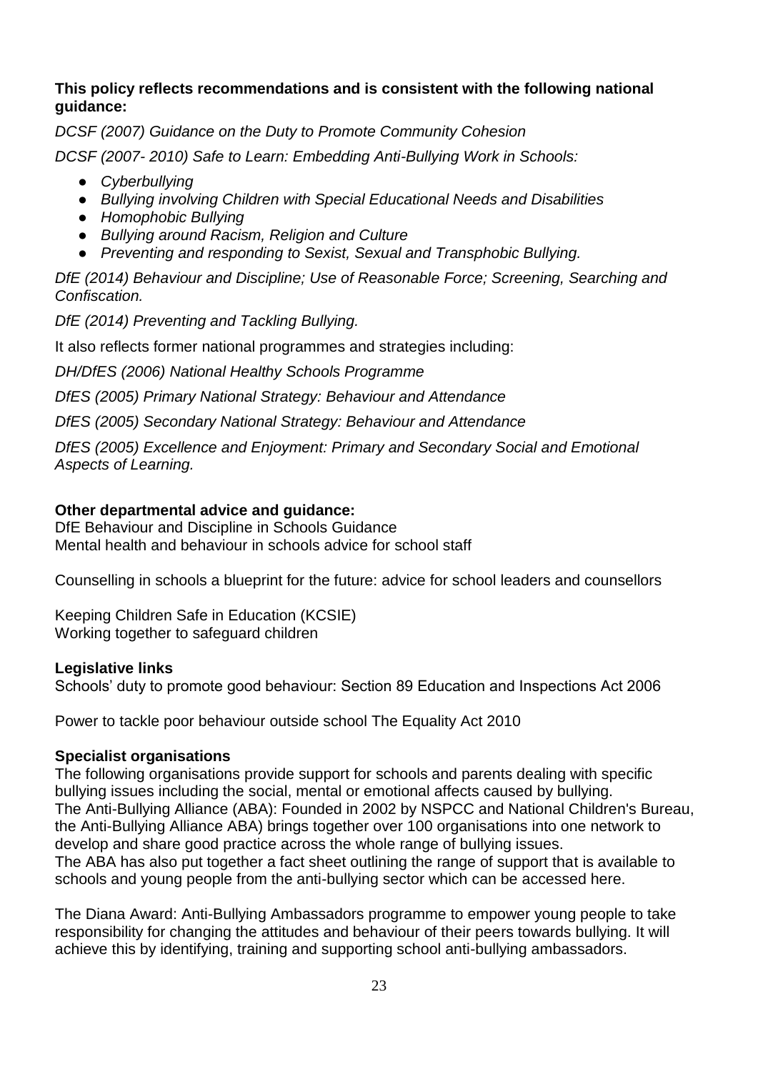**This policy reflects recommendations and is consistent with the following national guidance:**

*DCSF (2007) Guidance on the Duty to Promote Community Cohesion*

*DCSF (2007- 2010) Safe to Learn: Embedding Anti-Bullying Work in Schools:*

- *Cyberbullying*
- *Bullying involving Children with Special Educational Needs and Disabilities*
- *Homophobic Bullying*
- *Bullying around Racism, Religion and Culture*
- *Preventing and responding to Sexist, Sexual and Transphobic Bullying.*

*DfE (2014) Behaviour and Discipline; Use of Reasonable Force; Screening, Searching and Confiscation.*

*DfE (2014) Preventing and Tackling Bullying.*

It also reflects former national programmes and strategies including:

*DH/DfES (2006) National Healthy Schools Programme*

*DfES (2005) Primary National Strategy: Behaviour and Attendance*

*DfES (2005) Secondary National Strategy: Behaviour and Attendance*

*DfES (2005) Excellence and Enjoyment: Primary and Secondary Social and Emotional Aspects of Learning.*

**Other departmental advice and guidance:**

DfE Behaviour and Discipline in Schools Guidance
Mental health and behaviour in schools advice for school staff

Counselling in schools a blueprint for the future: advice for school leaders and counsellors

Keeping Children Safe in Education (KCSIE)
Working together to safeguard children

**Legislative links**

Schools' duty to promote good behaviour: Section 89 Education and Inspections Act 2006

Power to tackle poor behaviour outside school The Equality Act 2010

**Specialist organisations**

The following organisations provide support for schools and parents dealing with specific bullying issues including the social, mental or emotional affects caused by bullying.
The Anti-Bullying Alliance (ABA): Founded in 2002 by NSPCC and National Children's Bureau, the Anti-Bullying Alliance ABA) brings together over 100 organisations into one network to develop and share good practice across the whole range of bullying issues.
The ABA has also put together a fact sheet outlining the range of support that is available to schools and young people from the anti-bullying sector which can be accessed here.

The Diana Award: Anti-Bullying Ambassadors programme to empower young people to take responsibility for changing the attitudes and behaviour of their peers towards bullying. It will achieve this by identifying, training and supporting school anti-bullying ambassadors.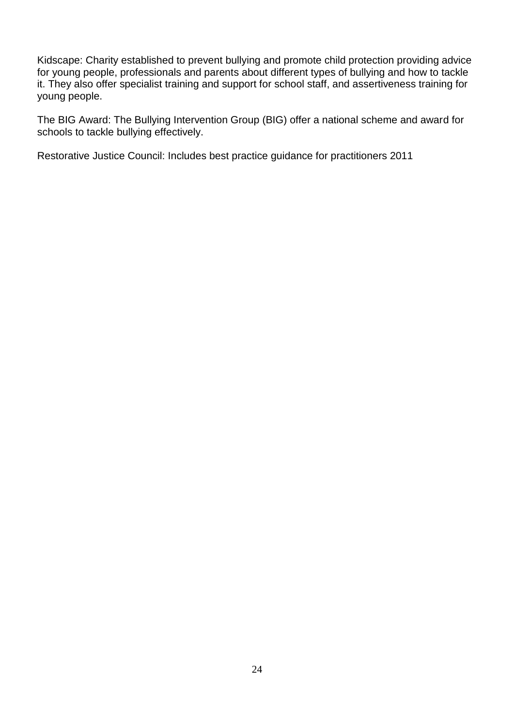Kidscape: Charity established to prevent bullying and promote child protection providing advice for young people, professionals and parents about different types of bullying and how to tackle it. They also offer specialist training and support for school staff, and assertiveness training for young people.

The BIG Award: The Bullying Intervention Group (BIG) offer a national scheme and award for schools to tackle bullying effectively.

Restorative Justice Council: Includes best practice guidance for practitioners 2011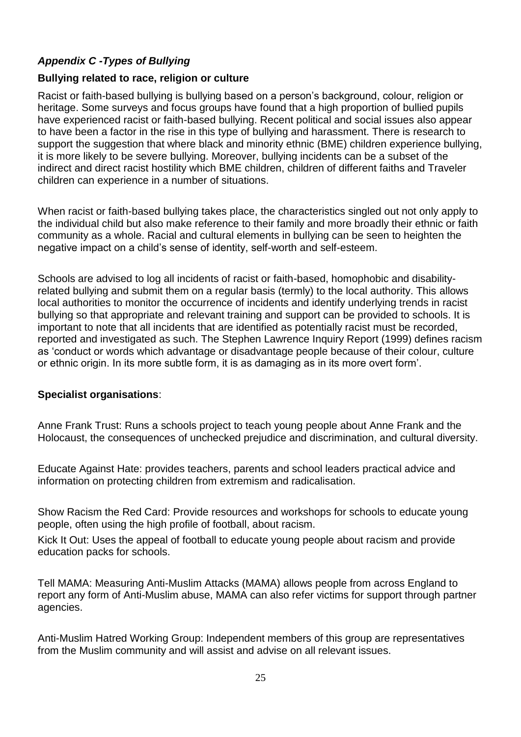## *Appendix C -Types of Bullying*

### Bullying related to race, religion or culture

Racist or faith-based bullying is bullying based on a person's background, colour, religion or heritage. Some surveys and focus groups have found that a high proportion of bullied pupils have experienced racist or faith-based bullying. Recent political and social issues also appear to have been a factor in the rise in this type of bullying and harassment. There is research to support the suggestion that where black and minority ethnic (BME) children experience bullying, it is more likely to be severe bullying. Moreover, bullying incidents can be a subset of the indirect and direct racist hostility which BME children, children of different faiths and Traveler children can experience in a number of situations.

When racist or faith-based bullying takes place, the characteristics singled out not only apply to the individual child but also make reference to their family and more broadly their ethnic or faith community as a whole. Racial and cultural elements in bullying can be seen to heighten the negative impact on a child's sense of identity, self-worth and self-esteem.

Schools are advised to log all incidents of racist or faith-based, homophobic and disability-related bullying and submit them on a regular basis (termly) to the local authority. This allows local authorities to monitor the occurrence of incidents and identify underlying trends in racist bullying so that appropriate and relevant training and support can be provided to schools. It is important to note that all incidents that are identified as potentially racist must be recorded, reported and investigated as such. The Stephen Lawrence Inquiry Report (1999) defines racism as 'conduct or words which advantage or disadvantage people because of their colour, culture or ethnic origin. In its more subtle form, it is as damaging as in its more overt form'.

**Specialist organisations**:

Anne Frank Trust: Runs a schools project to teach young people about Anne Frank and the Holocaust, the consequences of unchecked prejudice and discrimination, and cultural diversity.

Educate Against Hate: provides teachers, parents and school leaders practical advice and information on protecting children from extremism and radicalisation.

Show Racism the Red Card: Provide resources and workshops for schools to educate young people, often using the high profile of football, about racism.

Kick It Out: Uses the appeal of football to educate young people about racism and provide education packs for schools.

Tell MAMA: Measuring Anti-Muslim Attacks (MAMA) allows people from across England to report any form of Anti-Muslim abuse, MAMA can also refer victims for support through partner agencies.

Anti-Muslim Hatred Working Group: Independent members of this group are representatives from the Muslim community and will assist and advise on all relevant issues.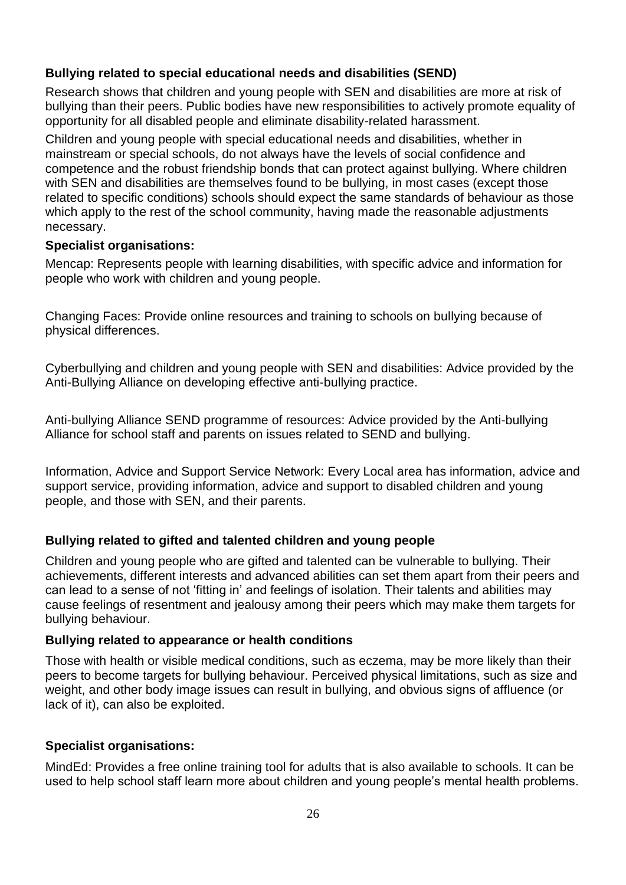**Bullying related to special educational needs and disabilities (SEND)**

Research shows that children and young people with SEN and disabilities are more at risk of bullying than their peers. Public bodies have new responsibilities to actively promote equality of opportunity for all disabled people and eliminate disability-related harassment.

Children and young people with special educational needs and disabilities, whether in mainstream or special schools, do not always have the levels of social confidence and competence and the robust friendship bonds that can protect against bullying. Where children with SEN and disabilities are themselves found to be bullying, in most cases (except those related to specific conditions) schools should expect the same standards of behaviour as those which apply to the rest of the school community, having made the reasonable adjustments necessary.

**Specialist organisations:**

Mencap: Represents people with learning disabilities, with specific advice and information for people who work with children and young people.

Changing Faces: Provide online resources and training to schools on bullying because of physical differences.

Cyberbullying and children and young people with SEN and disabilities: Advice provided by the Anti-Bullying Alliance on developing effective anti-bullying practice.

Anti-bullying Alliance SEND programme of resources: Advice provided by the Anti-bullying Alliance for school staff and parents on issues related to SEND and bullying.

Information, Advice and Support Service Network: Every Local area has information, advice and support service, providing information, advice and support to disabled children and young people, and those with SEN, and their parents.

**Bullying related to gifted and talented children and young people**

Children and young people who are gifted and talented can be vulnerable to bullying. Their achievements, different interests and advanced abilities can set them apart from their peers and can lead to a sense of not 'fitting in' and feelings of isolation. Their talents and abilities may cause feelings of resentment and jealousy among their peers which may make them targets for bullying behaviour.

**Bullying related to appearance or health conditions**

Those with health or visible medical conditions, such as eczema, may be more likely than their peers to become targets for bullying behaviour. Perceived physical limitations, such as size and weight, and other body image issues can result in bullying, and obvious signs of affluence (or lack of it), can also be exploited.

**Specialist organisations:**

MindEd: Provides a free online training tool for adults that is also available to schools. It can be used to help school staff learn more about children and young people's mental health problems.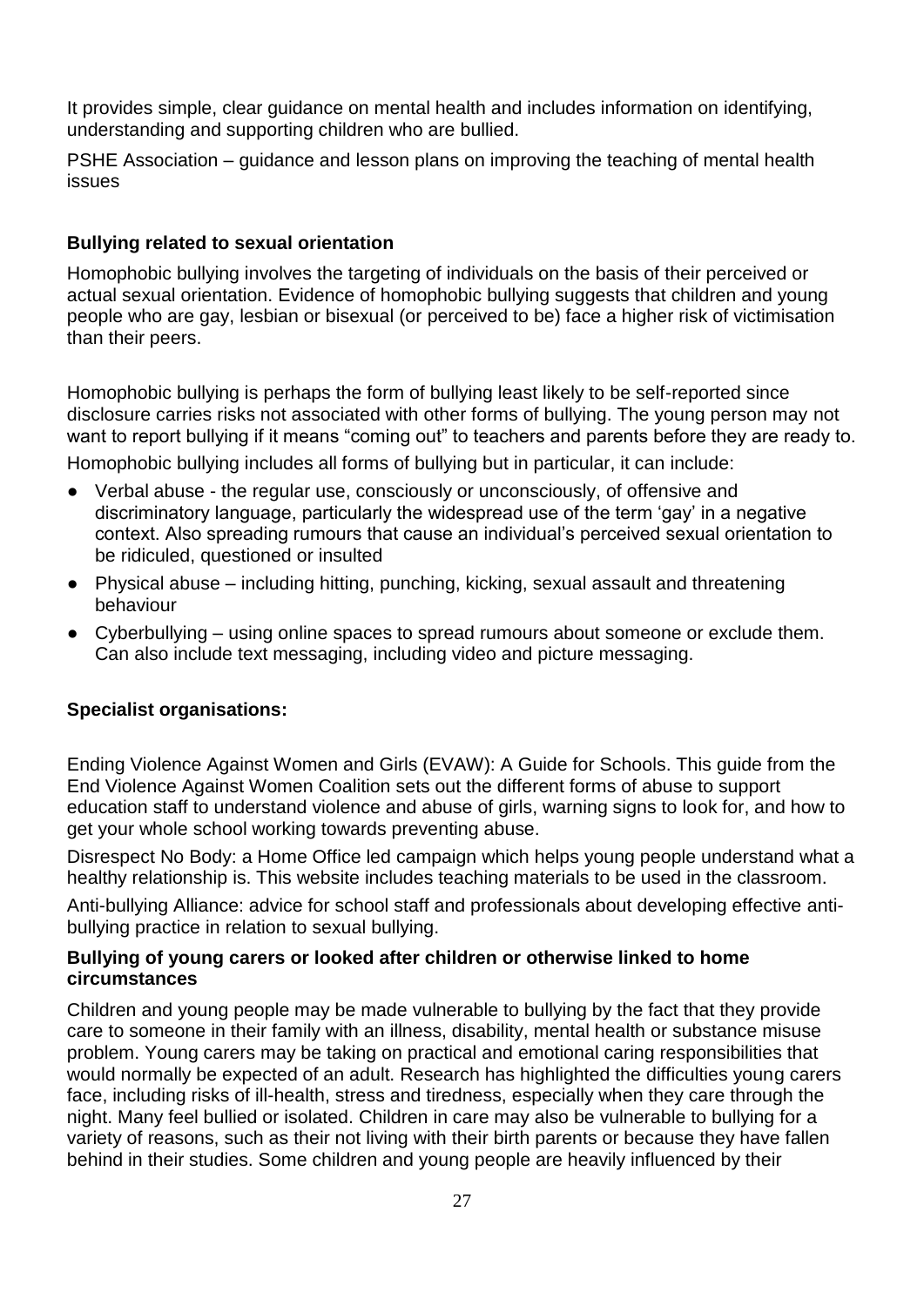It provides simple, clear guidance on mental health and includes information on identifying, understanding and supporting children who are bullied.

PSHE Association – guidance and lesson plans on improving the teaching of mental health issues

### Bullying related to sexual orientation

Homophobic bullying involves the targeting of individuals on the basis of their perceived or actual sexual orientation. Evidence of homophobic bullying suggests that children and young people who are gay, lesbian or bisexual (or perceived to be) face a higher risk of victimisation than their peers.

Homophobic bullying is perhaps the form of bullying least likely to be self-reported since disclosure carries risks not associated with other forms of bullying. The young person may not want to report bullying if it means "coming out" to teachers and parents before they are ready to.

Homophobic bullying includes all forms of bullying but in particular, it can include:

- Verbal abuse - the regular use, consciously or unconsciously, of offensive and discriminatory language, particularly the widespread use of the term 'gay' in a negative context. Also spreading rumours that cause an individual's perceived sexual orientation to be ridiculed, questioned or insulted
- Physical abuse – including hitting, punching, kicking, sexual assault and threatening behaviour
- Cyberbullying – using online spaces to spread rumours about someone or exclude them. Can also include text messaging, including video and picture messaging.

### Specialist organisations:

Ending Violence Against Women and Girls (EVAW): A Guide for Schools. This guide from the End Violence Against Women Coalition sets out the different forms of abuse to support education staff to understand violence and abuse of girls, warning signs to look for, and how to get your whole school working towards preventing abuse.

Disrespect No Body: a Home Office led campaign which helps young people understand what a healthy relationship is. This website includes teaching materials to be used in the classroom.

Anti-bullying Alliance: advice for school staff and professionals about developing effective anti-bullying practice in relation to sexual bullying.

### Bullying of young carers or looked after children or otherwise linked to home circumstances

Children and young people may be made vulnerable to bullying by the fact that they provide care to someone in their family with an illness, disability, mental health or substance misuse problem. Young carers may be taking on practical and emotional caring responsibilities that would normally be expected of an adult. Research has highlighted the difficulties young carers face, including risks of ill-health, stress and tiredness, especially when they care through the night. Many feel bullied or isolated. Children in care may also be vulnerable to bullying for a variety of reasons, such as their not living with their birth parents or because they have fallen behind in their studies. Some children and young people are heavily influenced by their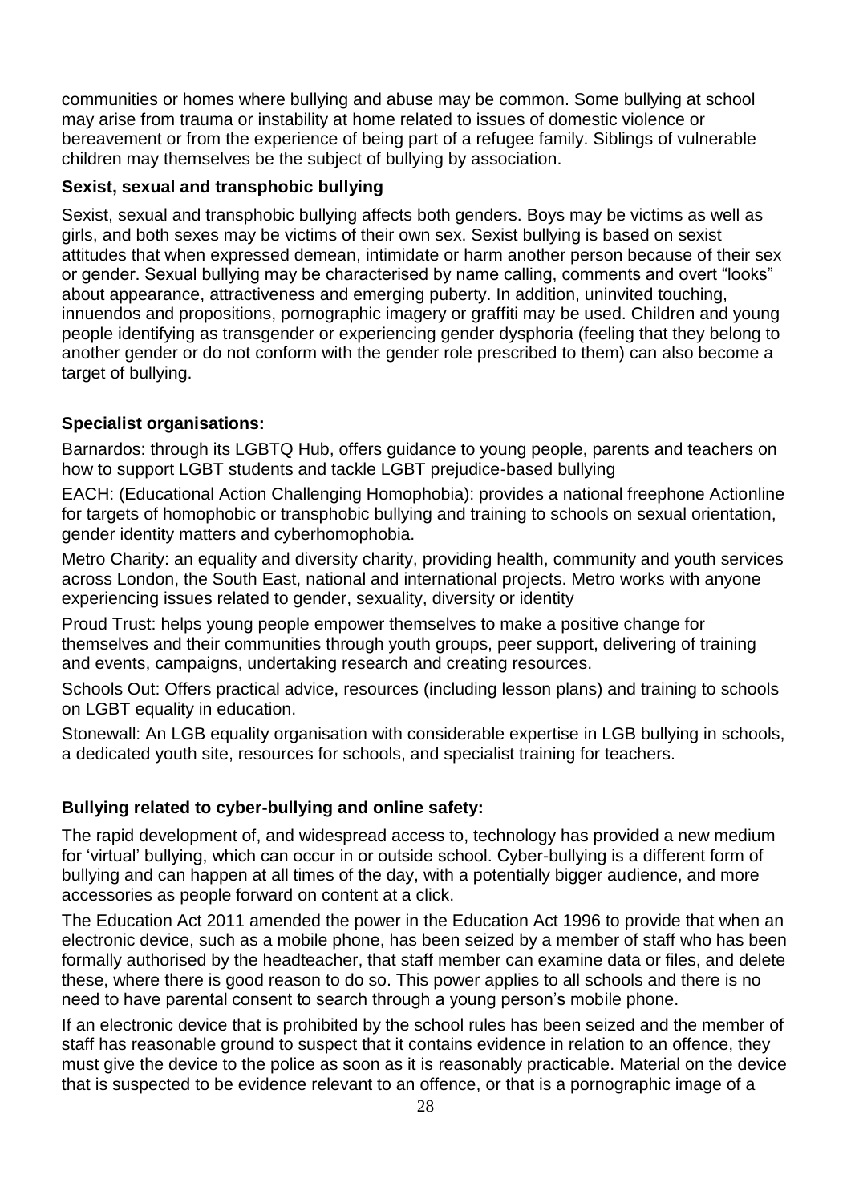communities or homes where bullying and abuse may be common. Some bullying at school may arise from trauma or instability at home related to issues of domestic violence or bereavement or from the experience of being part of a refugee family. Siblings of vulnerable children may themselves be the subject of bullying by association.

### Sexist, sexual and transphobic bullying

Sexist, sexual and transphobic bullying affects both genders. Boys may be victims as well as girls, and both sexes may be victims of their own sex. Sexist bullying is based on sexist attitudes that when expressed demean, intimidate or harm another person because of their sex or gender. Sexual bullying may be characterised by name calling, comments and overt "looks" about appearance, attractiveness and emerging puberty. In addition, uninvited touching, innuendos and propositions, pornographic imagery or graffiti may be used. Children and young people identifying as transgender or experiencing gender dysphoria (feeling that they belong to another gender or do not conform with the gender role prescribed to them) can also become a target of bullying.

### Specialist organisations:

Barnardos: through its LGBTQ Hub, offers guidance to young people, parents and teachers on how to support LGBT students and tackle LGBT prejudice-based bullying

EACH: (Educational Action Challenging Homophobia): provides a national freephone Actionline for targets of homophobic or transphobic bullying and training to schools on sexual orientation, gender identity matters and cyberhomophobia.

Metro Charity: an equality and diversity charity, providing health, community and youth services across London, the South East, national and international projects. Metro works with anyone experiencing issues related to gender, sexuality, diversity or identity

Proud Trust: helps young people empower themselves to make a positive change for themselves and their communities through youth groups, peer support, delivering of training and events, campaigns, undertaking research and creating resources.

Schools Out: Offers practical advice, resources (including lesson plans) and training to schools on LGBT equality in education.

Stonewall: An LGB equality organisation with considerable expertise in LGB bullying in schools, a dedicated youth site, resources for schools, and specialist training for teachers.

### Bullying related to cyber-bullying and online safety:

The rapid development of, and widespread access to, technology has provided a new medium for 'virtual' bullying, which can occur in or outside school. Cyber-bullying is a different form of bullying and can happen at all times of the day, with a potentially bigger audience, and more accessories as people forward on content at a click.

The Education Act 2011 amended the power in the Education Act 1996 to provide that when an electronic device, such as a mobile phone, has been seized by a member of staff who has been formally authorised by the headteacher, that staff member can examine data or files, and delete these, where there is good reason to do so. This power applies to all schools and there is no need to have parental consent to search through a young person's mobile phone.

If an electronic device that is prohibited by the school rules has been seized and the member of staff has reasonable ground to suspect that it contains evidence in relation to an offence, they must give the device to the police as soon as it is reasonably practicable. Material on the device that is suspected to be evidence relevant to an offence, or that is a pornographic image of a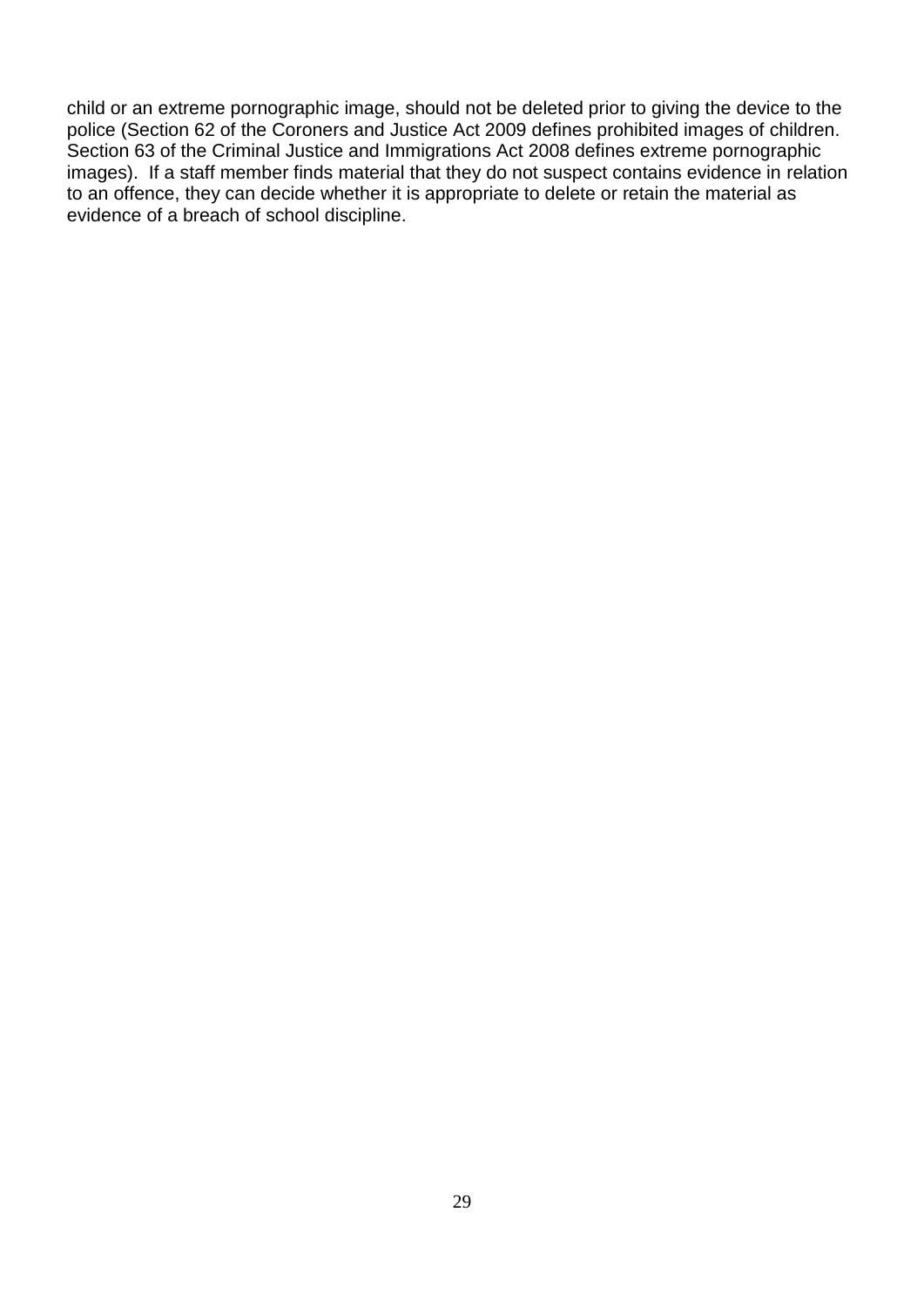child or an extreme pornographic image, should not be deleted prior to giving the device to the police (Section 62 of the Coroners and Justice Act 2009 defines prohibited images of children. Section 63 of the Criminal Justice and Immigrations Act 2008 defines extreme pornographic images). If a staff member finds material that they do not suspect contains evidence in relation to an offence, they can decide whether it is appropriate to delete or retain the material as evidence of a breach of school discipline.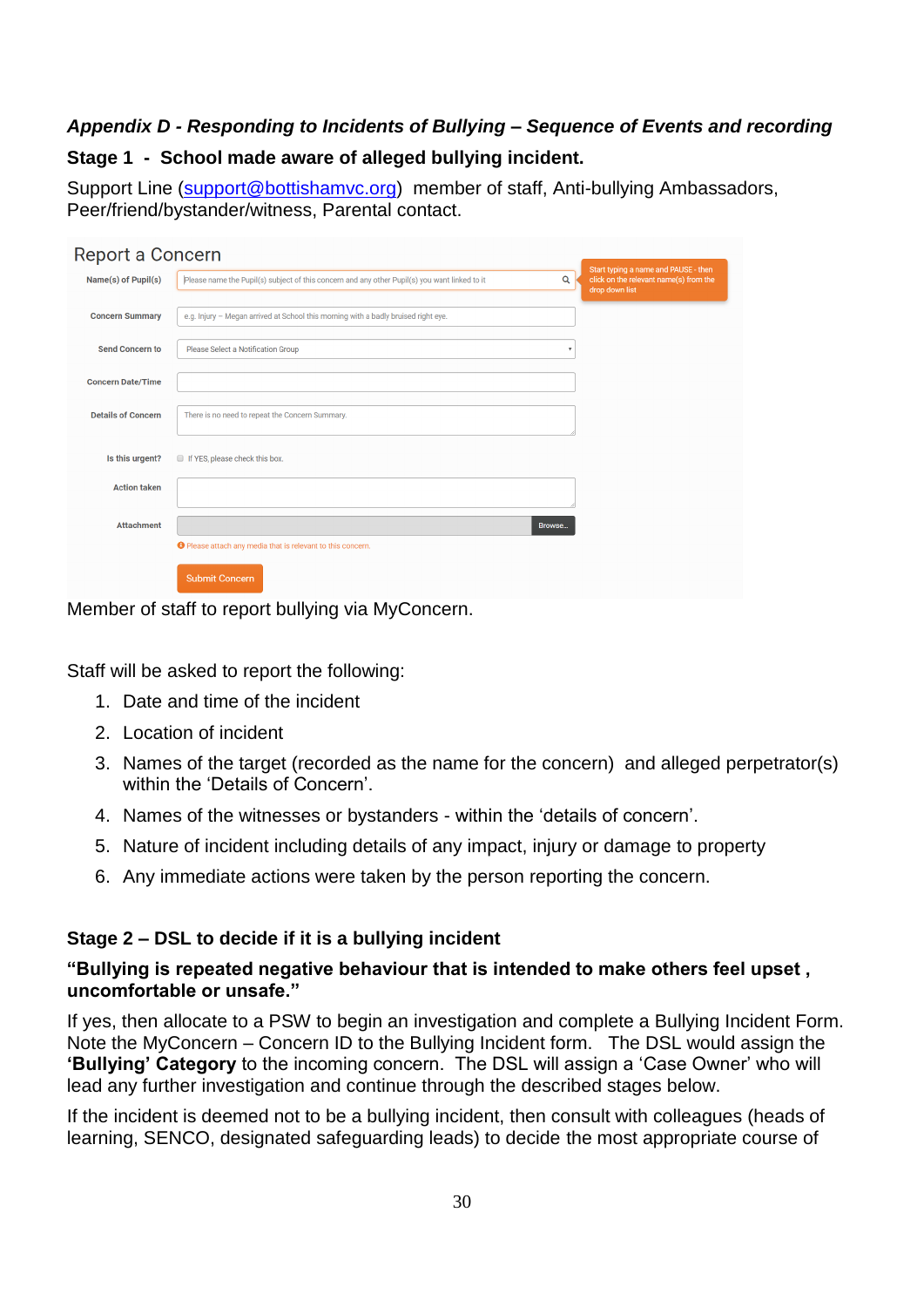***Appendix D - Responding to Incidents of Bullying – Sequence of Events and recording***

**Stage 1 - School made aware of alleged bullying incident.**

Support Line (support@bottishamvc.org) member of staff, Anti-bullying Ambassadors, Peer/friend/bystander/witness, Parental contact.

Report a Concern

| | |
|---|---|
| Name(s) of Pupil(s) | Please name the Pupil(s) subject of this concern and any other Pupil(s) you want linked to it |
| Concern Summary | e.g. Injury – Megan arrived at School this morning with a badly bruised right eye. |
| Send Concern to | Please Select a Notification Group |
| Concern Date/Time | |
| Details of Concern | There is no need to repeat the Concern Summary. |
| Is this urgent? | If YES, please check this box. |
| Action taken | |
| Attachment | Browse... |

Start typing a name and PAUSE - then click on the relevant name(s) from the drop down list

Please attach any media that is relevant to this concern.

Submit Concern

Member of staff to report bullying via MyConcern.

Staff will be asked to report the following:

1. Date and time of the incident
2. Location of incident
3. Names of the target (recorded as the name for the concern) and alleged perpetrator(s) within the 'Details of Concern'.
4. Names of the witnesses or bystanders - within the 'details of concern'.
5. Nature of incident including details of any impact, injury or damage to property
6. Any immediate actions were taken by the person reporting the concern.

**Stage 2 – DSL to decide if it is a bullying incident**

**"Bullying is repeated negative behaviour that is intended to make others feel upset , uncomfortable or unsafe."**

If yes, then allocate to a PSW to begin an investigation and complete a Bullying Incident Form. Note the MyConcern – Concern ID to the Bullying Incident form. The DSL would assign the **'Bullying' Category** to the incoming concern. The DSL will assign a 'Case Owner' who will lead any further investigation and continue through the described stages below.

If the incident is deemed not to be a bullying incident, then consult with colleagues (heads of learning, SENCO, designated safeguarding leads) to decide the most appropriate course of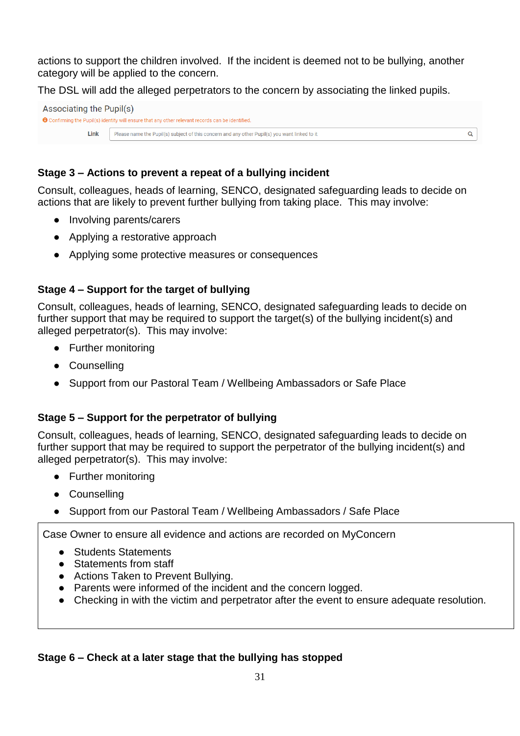actions to support the children involved. If the incident is deemed not to be bullying, another category will be applied to the concern.

The DSL will add the alleged perpetrators to the concern by associating the linked pupils.

Associating the Pupil(s)

Confirming the Pupil(s) identity will ensure that any other relevant records can be identified.

Link | Please name the Pupil(s) subject of this concern and any other Pupil(s) you want linked to it

### Stage 3 – Actions to prevent a repeat of a bullying incident

Consult, colleagues, heads of learning, SENCO, designated safeguarding leads to decide on actions that are likely to prevent further bullying from taking place. This may involve:

- Involving parents/carers
- Applying a restorative approach
- Applying some protective measures or consequences

### Stage 4 – Support for the target of bullying

Consult, colleagues, heads of learning, SENCO, designated safeguarding leads to decide on further support that may be required to support the target(s) of the bullying incident(s) and alleged perpetrator(s). This may involve:

- Further monitoring
- Counselling
- Support from our Pastoral Team / Wellbeing Ambassadors or Safe Place

### Stage 5 – Support for the perpetrator of bullying

Consult, colleagues, heads of learning, SENCO, designated safeguarding leads to decide on further support that may be required to support the perpetrator of the bullying incident(s) and alleged perpetrator(s). This may involve:

- Further monitoring
- Counselling
- Support from our Pastoral Team / Wellbeing Ambassadors / Safe Place

Case Owner to ensure all evidence and actions are recorded on MyConcern

- Students Statements
- Statements from staff
- Actions Taken to Prevent Bullying.
- Parents were informed of the incident and the concern logged.
- Checking in with the victim and perpetrator after the event to ensure adequate resolution.

### Stage 6 – Check at a later stage that the bullying has stopped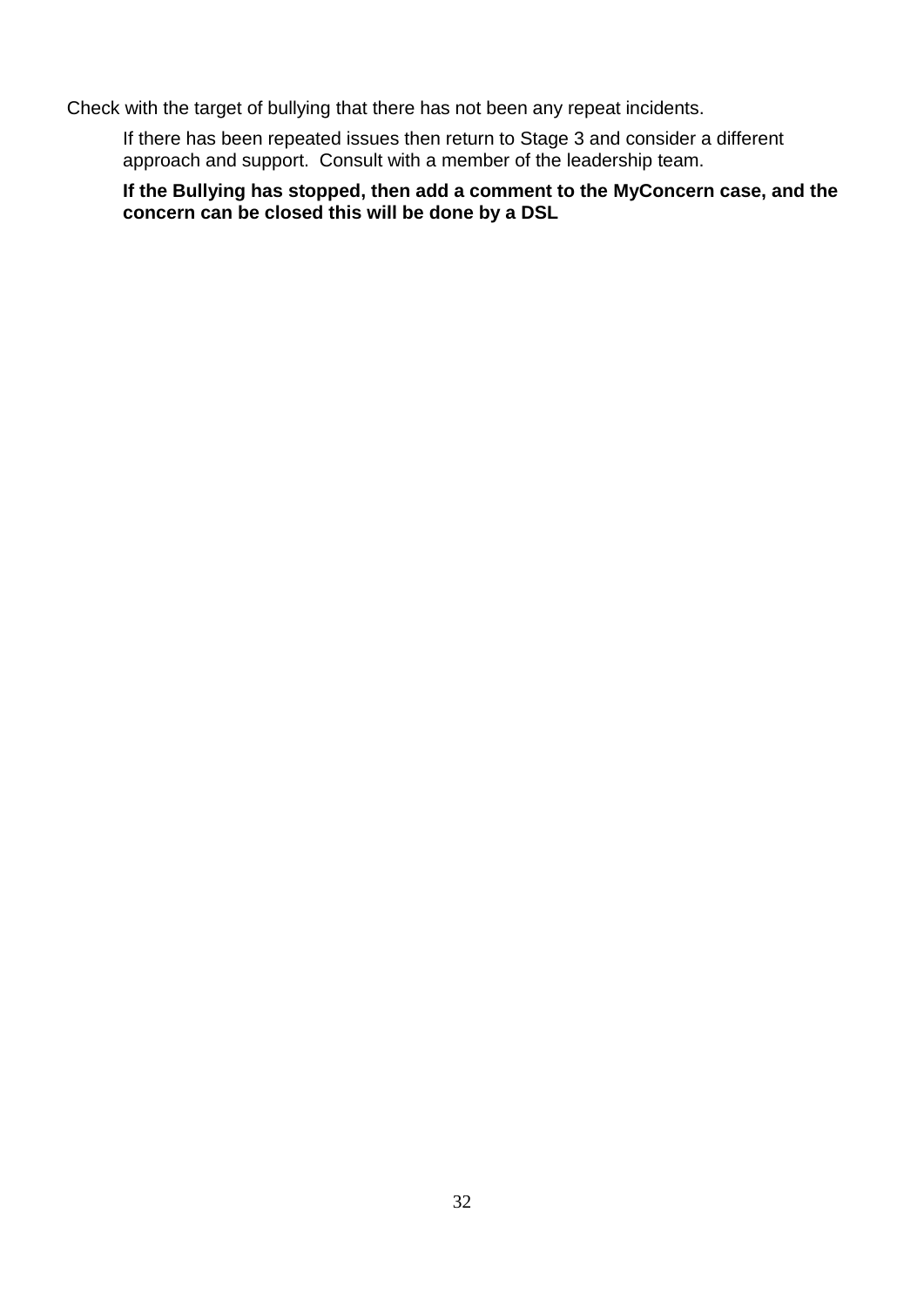Check with the target of bullying that there has not been any repeat incidents.

If there has been repeated issues then return to Stage 3 and consider a different approach and support. Consult with a member of the leadership team.

**If the Bullying has stopped, then add a comment to the MyConcern case, and the concern can be closed this will be done by a DSL**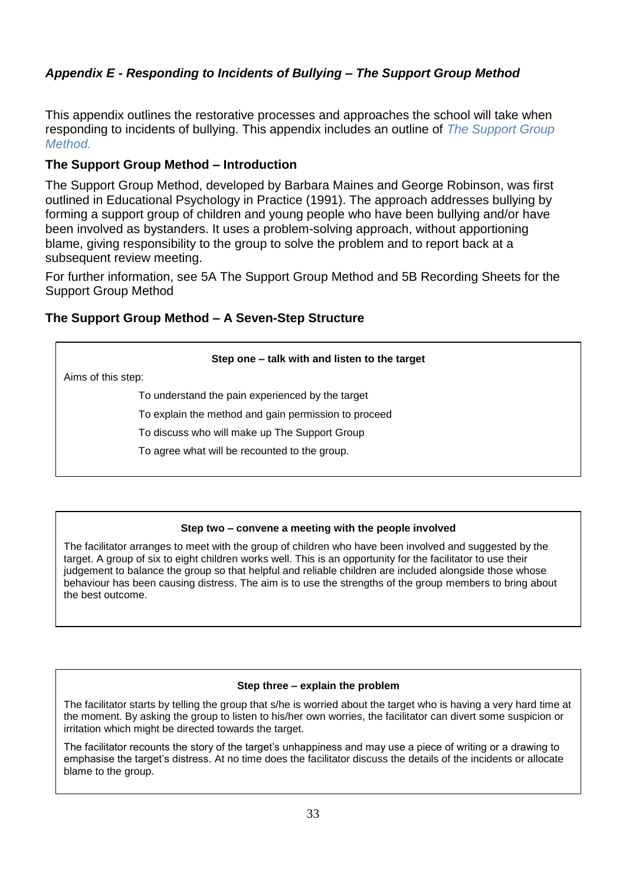### *Appendix E - Responding to Incidents of Bullying – The Support Group Method*

This appendix outlines the restorative processes and approaches the school will take when responding to incidents of bullying. This appendix includes an outline of *The Support Group Method.*

**The Support Group Method – Introduction**

The Support Group Method, developed by Barbara Maines and George Robinson, was first outlined in Educational Psychology in Practice (1991). The approach addresses bullying by forming a support group of children and young people who have been bullying and/or have been involved as bystanders. It uses a problem-solving approach, without apportioning blame, giving responsibility to the group to solve the problem and to report back at a subsequent review meeting.

For further information, see 5A The Support Group Method and 5B Recording Sheets for the Support Group Method

**The Support Group Method – A Seven-Step Structure**

**Step one – talk with and listen to the target**

Aims of this step:

- To understand the pain experienced by the target
- To explain the method and gain permission to proceed
- To discuss who will make up The Support Group
- To agree what will be recounted to the group.

**Step two – convene a meeting with the people involved**

The facilitator arranges to meet with the group of children who have been involved and suggested by the target. A group of six to eight children works well. This is an opportunity for the facilitator to use their judgement to balance the group so that helpful and reliable children are included alongside those whose behaviour has been causing distress. The aim is to use the strengths of the group members to bring about the best outcome.

**Step three – explain the problem**

The facilitator starts by telling the group that s/he is worried about the target who is having a very hard time at the moment. By asking the group to listen to his/her own worries, the facilitator can divert some suspicion or irritation which might be directed towards the target.

The facilitator recounts the story of the target's unhappiness and may use a piece of writing or a drawing to emphasise the target's distress. At no time does the facilitator discuss the details of the incidents or allocate blame to the group.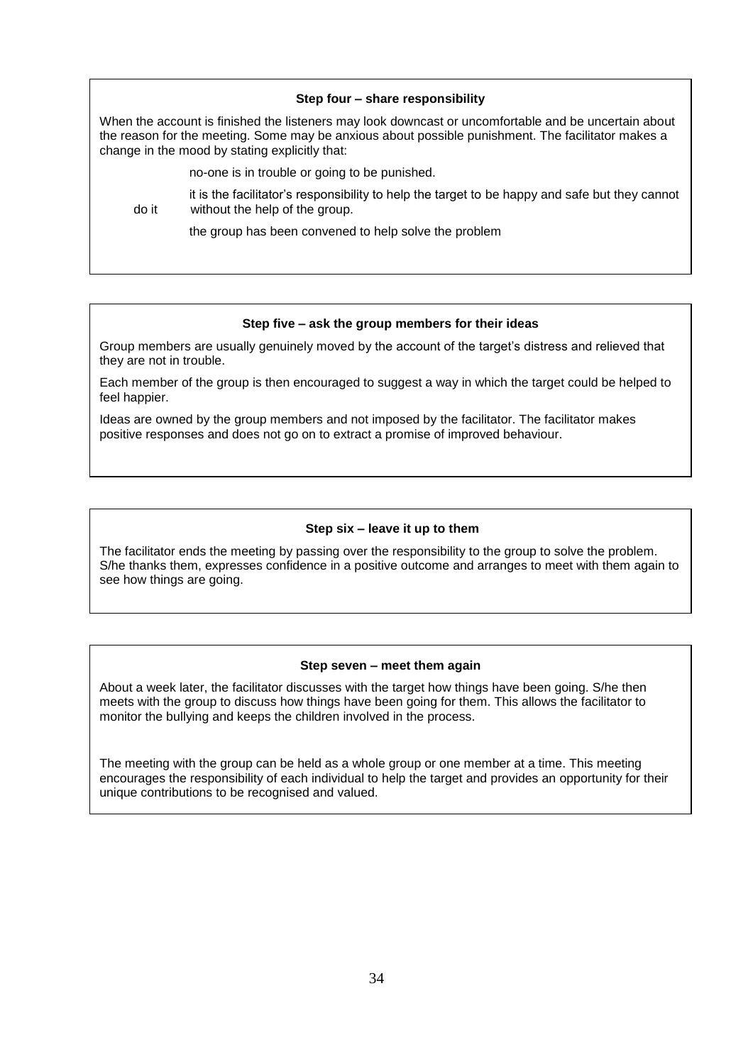**Step four – share responsibility**

When the account is finished the listeners may look downcast or uncomfortable and be uncertain about the reason for the meeting. Some may be anxious about possible punishment. The facilitator makes a change in the mood by stating explicitly that:

- no-one is in trouble or going to be punished.
- it is the facilitator's responsibility to help the target to be happy and safe but they cannot do it without the help of the group.
- the group has been convened to help solve the problem

**Step five – ask the group members for their ideas**

Group members are usually genuinely moved by the account of the target's distress and relieved that they are not in trouble.

Each member of the group is then encouraged to suggest a way in which the target could be helped to feel happier.

Ideas are owned by the group members and not imposed by the facilitator. The facilitator makes positive responses and does not go on to extract a promise of improved behaviour.

**Step six – leave it up to them**

The facilitator ends the meeting by passing over the responsibility to the group to solve the problem. S/he thanks them, expresses confidence in a positive outcome and arranges to meet with them again to see how things are going.

**Step seven – meet them again**

About a week later, the facilitator discusses with the target how things have been going. S/he then meets with the group to discuss how things have been going for them. This allows the facilitator to monitor the bullying and keeps the children involved in the process.

The meeting with the group can be held as a whole group or one member at a time. This meeting encourages the responsibility of each individual to help the target and provides an opportunity for their unique contributions to be recognised and valued.